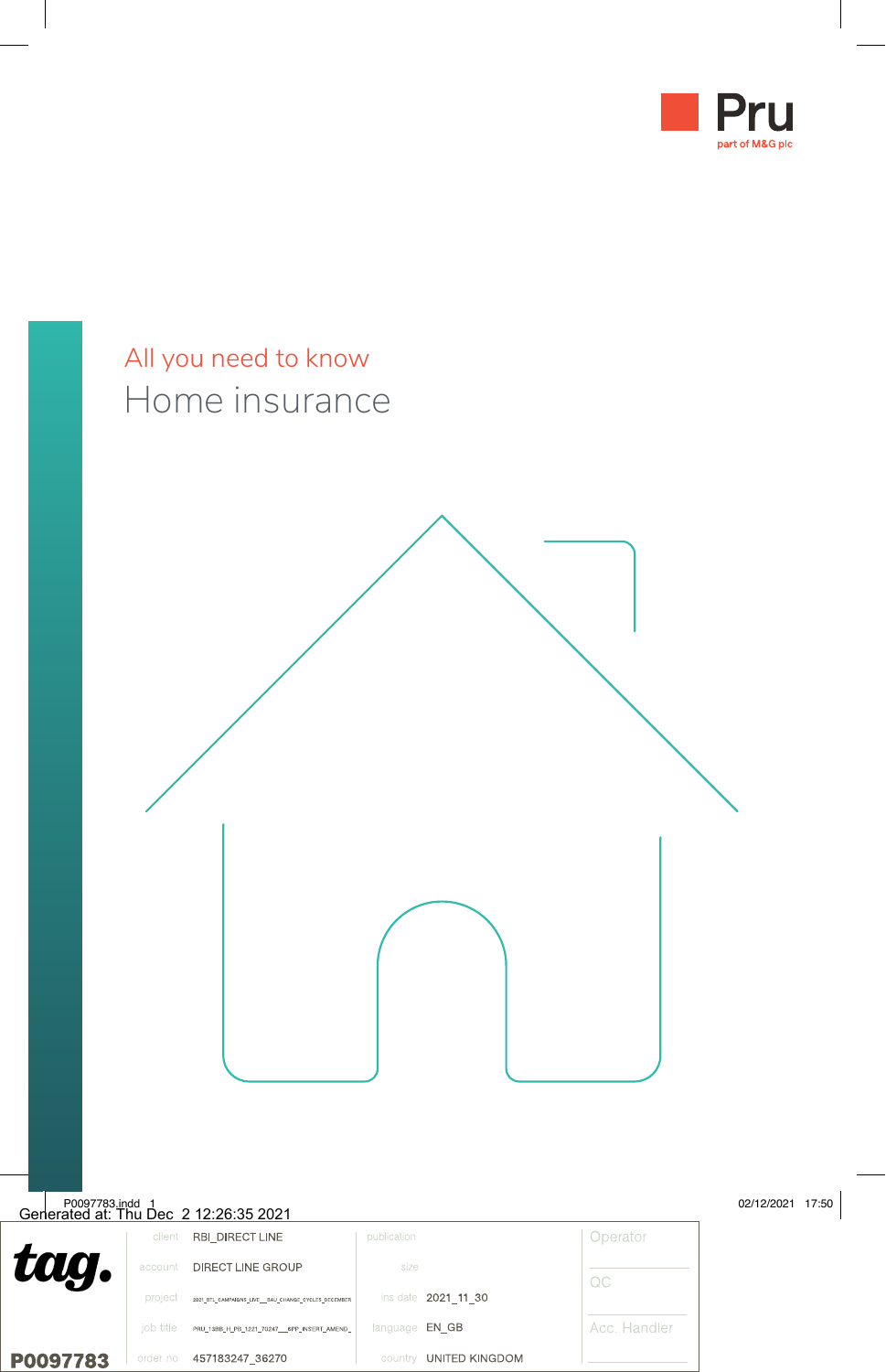Pru

part of M&G plc

All you need to know

# Home insurance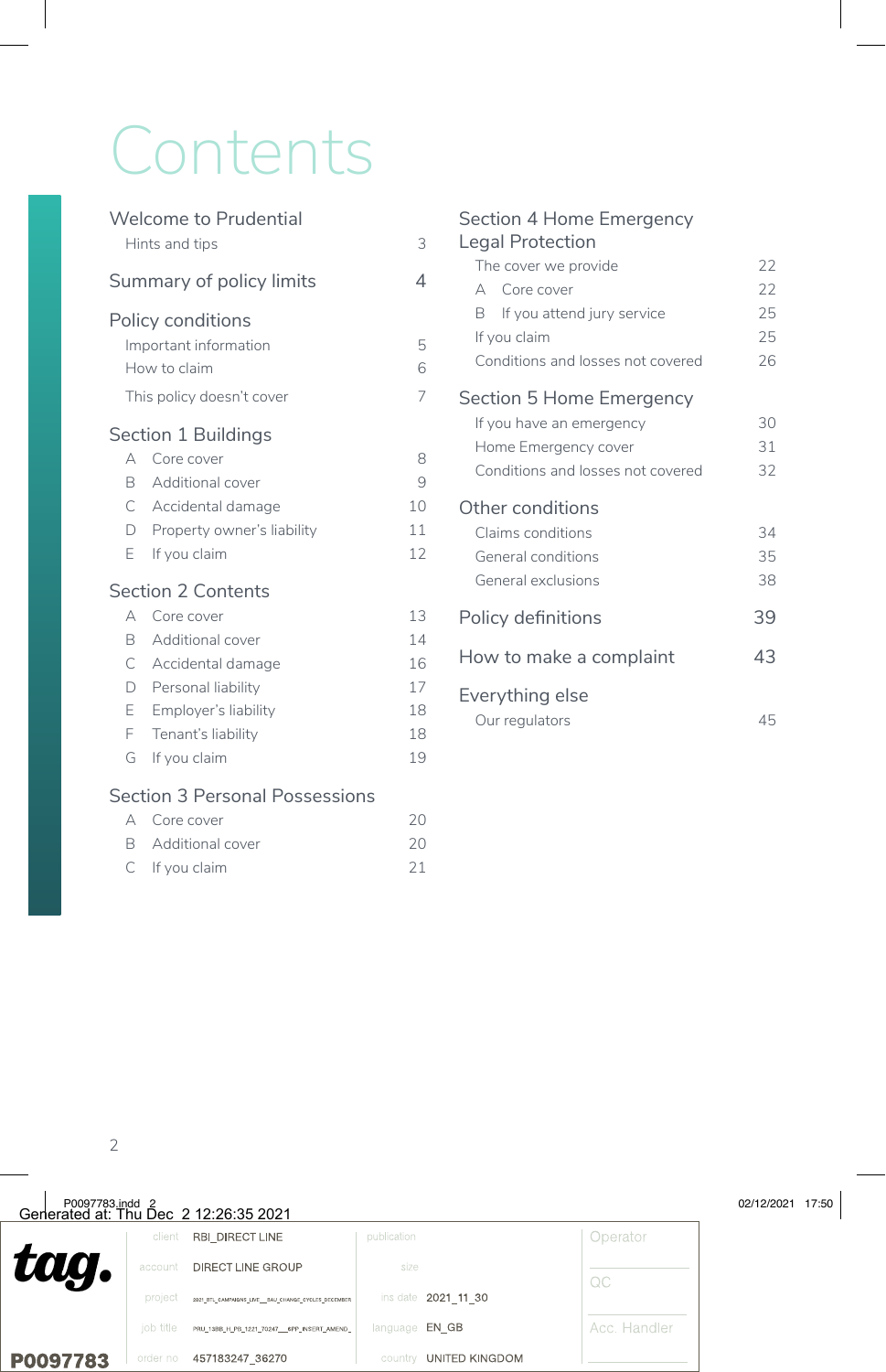# Contents

## Welcome to Prudential

- Hints and tips 3

## Summary of policy limits 4

## Policy conditions

- Important information 5
- How to claim 6
- This policy doesn't cover 7

## Section 1 Buildings

- A Core cover 8
- B Additional cover 9
- C Accidental damage 10
- D Property owner's liability 11
- E If you claim 12

## Section 2 Contents

- A Core cover 13
- B Additional cover 14
- C Accidental damage 16
- D Personal liability 17
- E Employer's liability 18
- F Tenant's liability 18
- G If you claim 19

## Section 3 Personal Possessions

- A Core cover 20
- B Additional cover 20
- C If you claim 21

## Section 4 Home Emergency Legal Protection

- The cover we provide 22
  - A Core cover 22
  - B If you attend jury service 25
- If you claim 25
- Conditions and losses not covered 26

## Section 5 Home Emergency

- If you have an emergency 30
- Home Emergency cover 31
- Conditions and losses not covered 32

## Other conditions

- Claims conditions 34
- General conditions 35
- General exclusions 38

## Policy definitions 39

## How to make a complaint 43

## Everything else

- Our regulators 45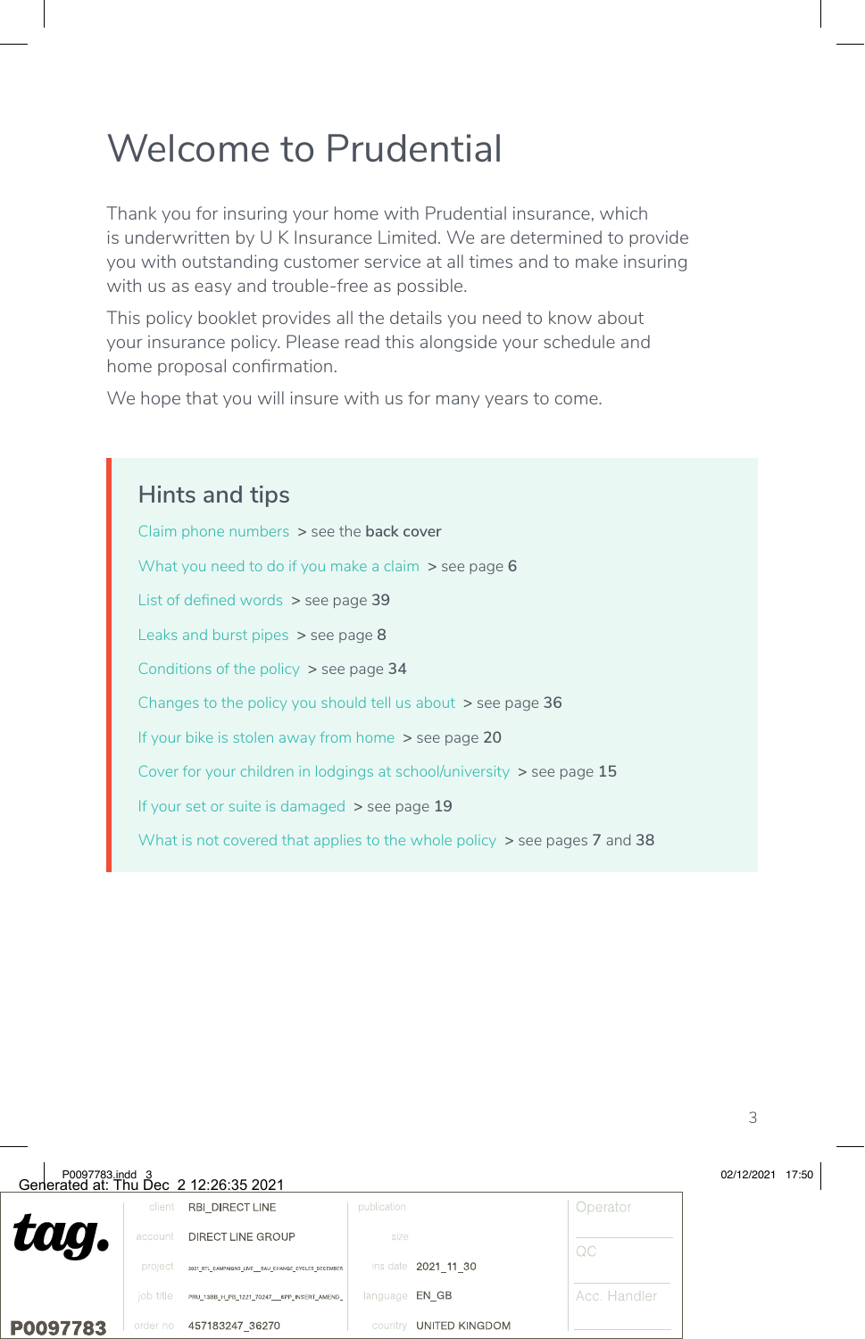# Welcome to Prudential

Thank you for insuring your home with Prudential insurance, which is underwritten by U K Insurance Limited. We are determined to provide you with outstanding customer service at all times and to make insuring with us as easy and trouble-free as possible.

This policy booklet provides all the details you need to know about your insurance policy. Please read this alongside your schedule and home proposal confirmation.

We hope that you will insure with us for many years to come.

## Hints and tips

Claim phone numbers > see the **back cover**

What you need to do if you make a claim > see page **6**

List of defined words > see page **39**

Leaks and burst pipes > see page **8**

Conditions of the policy > see page **34**

Changes to the policy you should tell us about > see page **36**

If your bike is stolen away from home > see page **20**

Cover for your children in lodgings at school/university > see page **15**

If your set or suite is damaged > see page **19**

What is not covered that applies to the whole policy > see pages **7** and **38**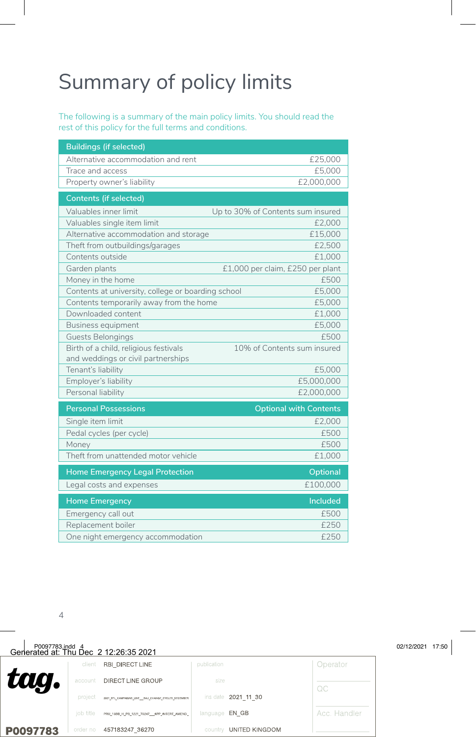# Summary of policy limits

The following is a summary of the main policy limits. You should read the rest of this policy for the full terms and conditions.

| Buildings (if selected) | |
|---|---|
| Alternative accommodation and rent | £25,000 |
| Trace and access | £5,000 |
| Property owner's liability | £2,000,000 |

| Contents (if selected) | |
|---|---|
| Valuables inner limit | Up to 30% of Contents sum insured |
| Valuables single item limit | £2,000 |
| Alternative accommodation and storage | £15,000 |
| Theft from outbuildings/garages | £2,500 |
| Contents outside | £1,000 |
| Garden plants | £1,000 per claim, £250 per plant |
| Money in the home | £500 |
| Contents at university, college or boarding school | £5,000 |
| Contents temporarily away from the home | £5,000 |
| Downloaded content | £1,000 |
| Business equipment | £5,000 |
| Guests Belongings | £500 |
| Birth of a child, religious festivals and weddings or civil partnerships | 10% of Contents sum insured |
| Tenant's liability | £5,000 |
| Employer's liability | £5,000,000 |
| Personal liability | £2,000,000 |

| Personal Possessions | Optional with Contents |
|---|---|
| Single item limit | £2,000 |
| Pedal cycles (per cycle) | £500 |
| Money | £500 |
| Theft from unattended motor vehicle | £1,000 |

| Home Emergency Legal Protection | Optional |
|---|---|
| Legal costs and expenses | £100,000 |

| Home Emergency | Included |
|---|---|
| Emergency call out | £500 |
| Replacement boiler | £250 |
| One night emergency accommodation | £250 |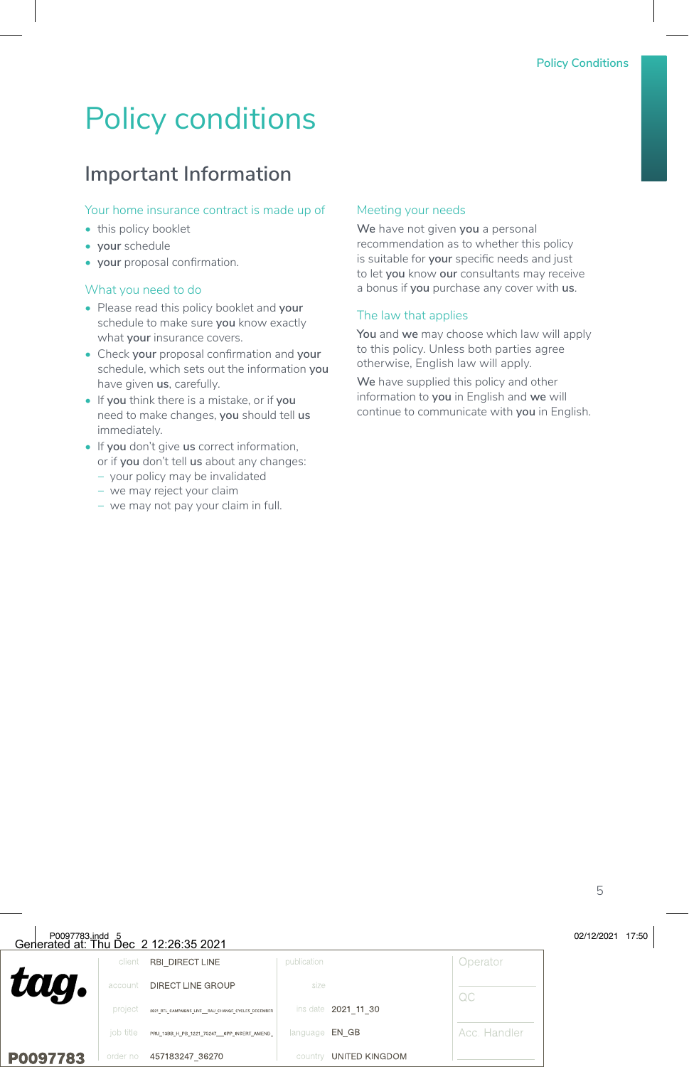# Policy conditions

## Important Information

### Your home insurance contract is made up of

- this policy booklet
- **your** schedule
- **your** proposal confirmation.

### What you need to do

- Please read this policy booklet and **your** schedule to make sure **you** know exactly what **your** insurance covers.
- Check **your** proposal confirmation and **your** schedule, which sets out the information **you** have given **us**, carefully.
- If **you** think there is a mistake, or if **you** need to make changes, **you** should tell **us** immediately.
- If **you** don't give **us** correct information, or if **you** don't tell **us** about any changes:
  - your policy may be invalidated
  - we may reject your claim
  - we may not pay your claim in full.

### Meeting your needs

**We** have not given **you** a personal recommendation as to whether this policy is suitable for **your** specific needs and just to let **you** know **our** consultants may receive a bonus if **you** purchase any cover with **us**.

### The law that applies

**You** and **we** may choose which law will apply to this policy. Unless both parties agree otherwise, English law will apply.

**We** have supplied this policy and other information to **you** in English and **we** will continue to communicate with **you** in English.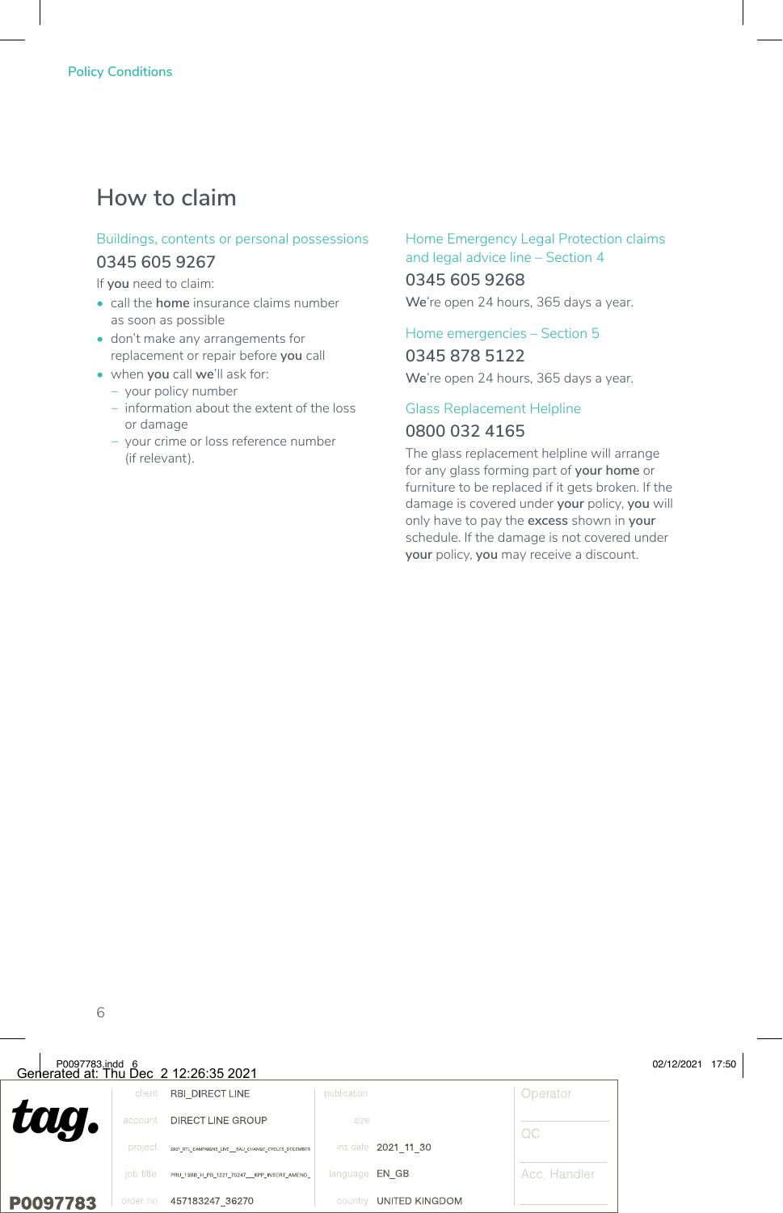# How to claim

### Buildings, contents or personal possessions

### 0345 605 9267

If **you** need to claim:

- call the **home** insurance claims number as soon as possible
- don't make any arrangements for replacement or repair before **you** call
- when **you** call **we**'ll ask for:
  - your policy number
  - information about the extent of the loss or damage
  - your crime or loss reference number (if relevant).

### Home Emergency Legal Protection claims and legal advice line – Section 4

### 0345 605 9268

We're open 24 hours, 365 days a year.

### Home emergencies – Section 5

### 0345 878 5122

We're open 24 hours, 365 days a year.

### Glass Replacement Helpline

### 0800 032 4165

The glass replacement helpline will arrange for any glass forming part of **your home** or furniture to be replaced if it gets broken. If the damage is covered under **your** policy, **you** will only have to pay the **excess** shown in **your** schedule. If the damage is not covered under **your** policy, **you** may receive a discount.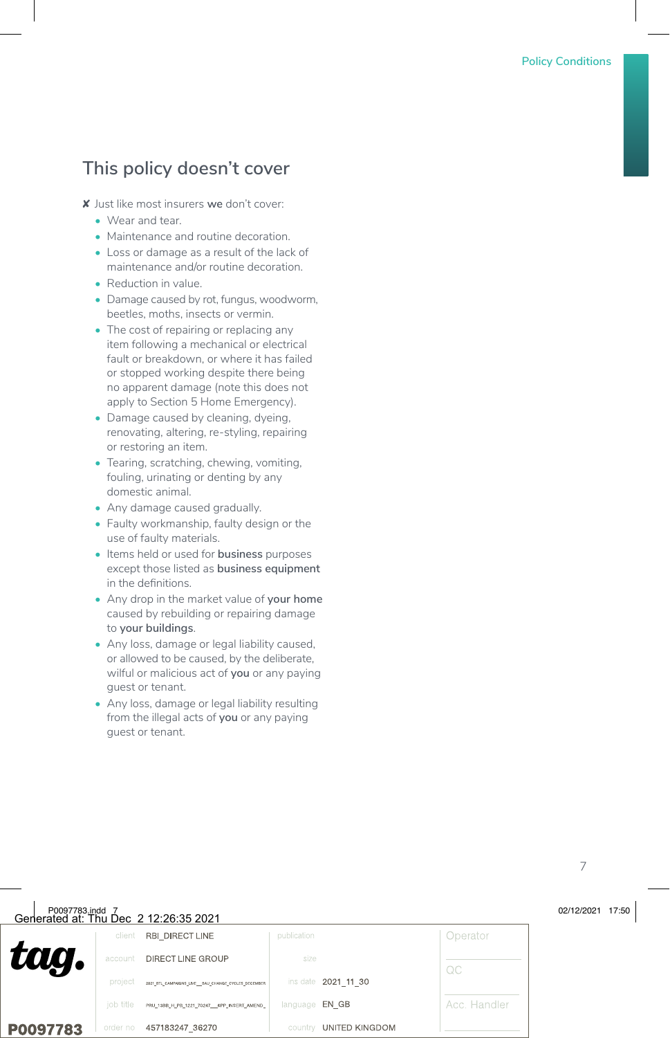## This policy doesn't cover

✘ Just like most insurers **we** don't cover:

- Wear and tear.
- Maintenance and routine decoration.
- Loss or damage as a result of the lack of maintenance and/or routine decoration.
- Reduction in value.
- Damage caused by rot, fungus, woodworm, beetles, moths, insects or vermin.
- The cost of repairing or replacing any item following a mechanical or electrical fault or breakdown, or where it has failed or stopped working despite there being no apparent damage (note this does not apply to Section 5 Home Emergency).
- Damage caused by cleaning, dyeing, renovating, altering, re-styling, repairing or restoring an item.
- Tearing, scratching, chewing, vomiting, fouling, urinating or denting by any domestic animal.
- Any damage caused gradually.
- Faulty workmanship, faulty design or the use of faulty materials.
- Items held or used for **business** purposes except those listed as **business equipment** in the definitions.
- Any drop in the market value of **your home** caused by rebuilding or repairing damage to **your buildings**.
- Any loss, damage or legal liability caused, or allowed to be caused, by the deliberate, wilful or malicious act of **you** or any paying guest or tenant.
- Any loss, damage or legal liability resulting from the illegal acts of **you** or any paying guest or tenant.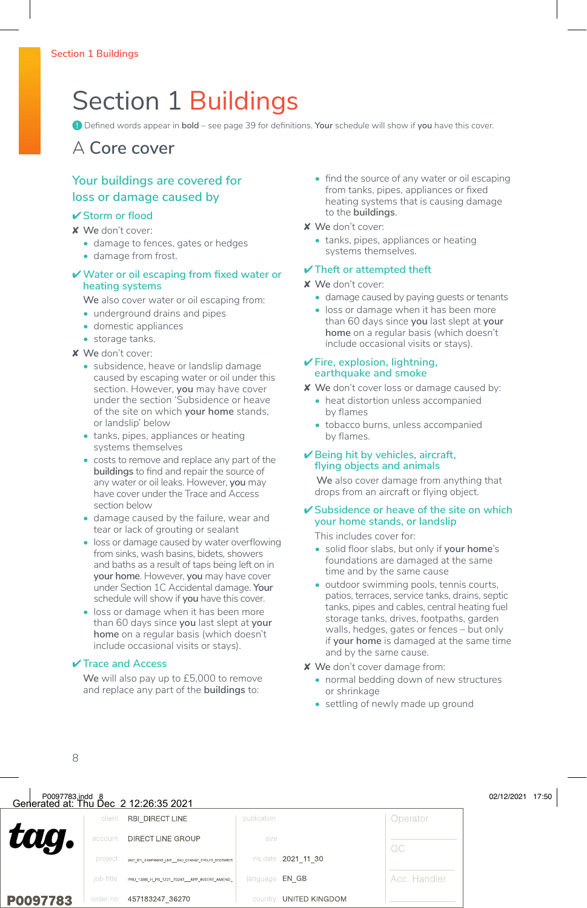# Section 1 Buildings

Defined words appear in **bold** – see page 39 for definitions. **Your** schedule will show if **you** have this cover.

## A Core cover

### Your buildings are covered for loss or damage caused by

#### ✔ Storm or flood

✘ We don't cover:

- damage to fences, gates or hedges
- damage from frost.

#### ✔ Water or oil escaping from fixed water or heating systems

We also cover water or oil escaping from:

- underground drains and pipes
- domestic appliances
- storage tanks.

✘ We don't cover:

- subsidence, heave or landslip damage caused by escaping water or oil under this section. However, **you** may have cover under the section 'Subsidence or heave of the site on which **your home** stands, or landslip' below
- tanks, pipes, appliances or heating systems themselves
- costs to remove and replace any part of the **buildings** to find and repair the source of any water or oil leaks. However, **you** may have cover under the Trace and Access section below
- damage caused by the failure, wear and tear or lack of grouting or sealant
- loss or damage caused by water overflowing from sinks, wash basins, bidets, showers and baths as a result of taps being left on in **your home**. However, **you** may have cover under Section 1C Accidental damage. **Your** schedule will show if **you** have this cover.
- loss or damage when it has been more than 60 days since **you** last slept at **your home** on a regular basis (which doesn't include occasional visits or stays).

#### ✔ Trace and Access

We will also pay up to £5,000 to remove and replace any part of the **buildings** to:

- find the source of any water or oil escaping from tanks, pipes, appliances or fixed heating systems that is causing damage to the **buildings**.

✘ We don't cover:

- tanks, pipes, appliances or heating systems themselves.

#### ✔ Theft or attempted theft

✘ We don't cover:

- damage caused by paying guests or tenants
- loss or damage when it has been more than 60 days since **you** last slept at **your home** on a regular basis (which doesn't include occasional visits or stays).

#### ✔ Fire, explosion, lightning, earthquake and smoke

✘ We don't cover loss or damage caused by:

- heat distortion unless accompanied by flames
- tobacco burns, unless accompanied by flames.

#### ✔ Being hit by vehicles, aircraft, flying objects and animals

We also cover damage from anything that drops from an aircraft or flying object.

#### ✔ Subsidence or heave of the site on which your home stands, or landslip

This includes cover for:

- solid floor slabs, but only if **your home**'s foundations are damaged at the same time and by the same cause
- outdoor swimming pools, tennis courts, patios, terraces, service tanks, drains, septic tanks, pipes and cables, central heating fuel storage tanks, drives, footpaths, garden walls, hedges, gates or fences – but only if **your home** is damaged at the same time and by the same cause.

✘ We don't cover damage from:

- normal bedding down of new structures or shrinkage
- settling of newly made up ground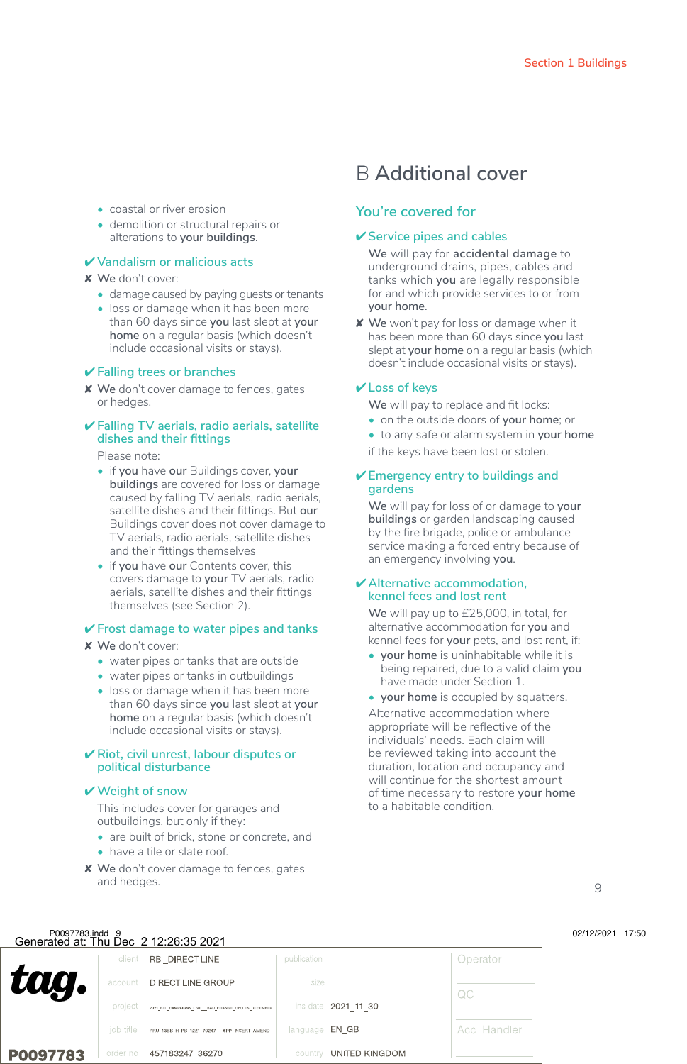- coastal or river erosion
- demolition or structural repairs or alterations to **your buildings**.

### ✔ Vandalism or malicious acts

✘ We don't cover:

- damage caused by paying guests or tenants
- loss or damage when it has been more than 60 days since **you** last slept at **your home** on a regular basis (which doesn't include occasional visits or stays).

### ✔ Falling trees or branches

✘ We don't cover damage to fences, gates or hedges.

### ✔ Falling TV aerials, radio aerials, satellite dishes and their fittings

Please note:

- if **you** have **our** Buildings cover, **your buildings** are covered for loss or damage caused by falling TV aerials, radio aerials, satellite dishes and their fittings. But **our** Buildings cover does not cover damage to TV aerials, radio aerials, satellite dishes and their fittings themselves
- if **you** have **our** Contents cover, this covers damage to **your** TV aerials, radio aerials, satellite dishes and their fittings themselves (see Section 2).

### ✔ Frost damage to water pipes and tanks

✘ We don't cover:

- water pipes or tanks that are outside
- water pipes or tanks in outbuildings
- loss or damage when it has been more than 60 days since **you** last slept at **your home** on a regular basis (which doesn't include occasional visits or stays).

### ✔ Riot, civil unrest, labour disputes or political disturbance

### ✔ Weight of snow

This includes cover for garages and outbuildings, but only if they:

- are built of brick, stone or concrete, and
- have a tile or slate roof.

✘ We don't cover damage to fences, gates and hedges.

# B Additional cover

## You're covered for

### ✔ Service pipes and cables

**We** will pay for **accidental damage** to underground drains, pipes, cables and tanks which **you** are legally responsible for and which provide services to or from **your home**.

✘ We won't pay for loss or damage when it has been more than 60 days since **you** last slept at **your home** on a regular basis (which doesn't include occasional visits or stays).

### ✔ Loss of keys

We will pay to replace and fit locks:

- on the outside doors of **your home**; or
- to any safe or alarm system in **your home**

if the keys have been lost or stolen.

### ✔ Emergency entry to buildings and gardens

**We** will pay for loss of or damage to **your buildings** or garden landscaping caused by the fire brigade, police or ambulance service making a forced entry because of an emergency involving **you**.

### ✔ Alternative accommodation, kennel fees and lost rent

**We** will pay up to £25,000, in total, for alternative accommodation for **you** and kennel fees for **your** pets, and lost rent, if:

- **your home** is uninhabitable while it is being repaired, due to a valid claim **you** have made under Section 1.
- **your home** is occupied by squatters.

Alternative accommodation where appropriate will be reflective of the individuals' needs. Each claim will be reviewed taking into account the duration, location and occupancy and will continue for the shortest amount of time necessary to restore **your home** to a habitable condition.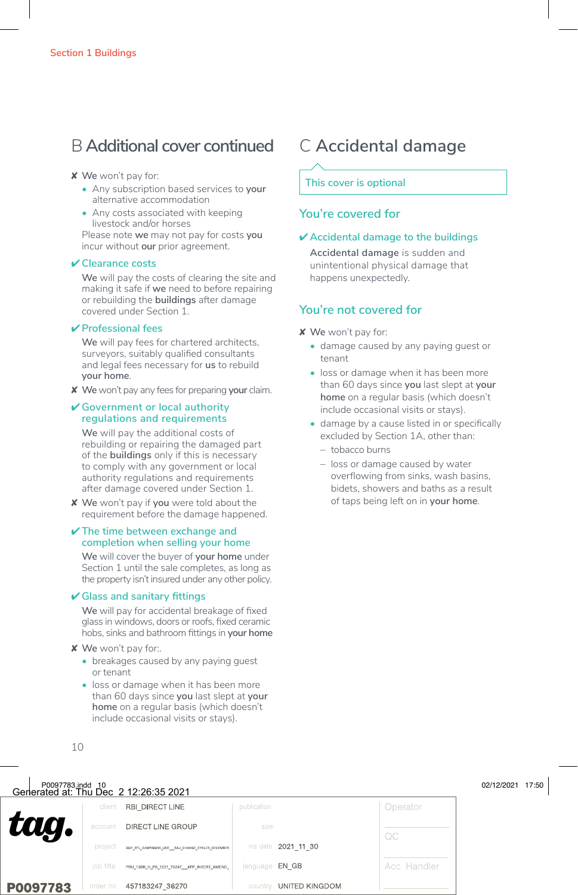## B Additional cover continued

✘ We won't pay for:

- Any subscription based services to **your** alternative accommodation
- Any costs associated with keeping livestock and/or horses

Please note **we** may not pay for costs **you** incur without **our** prior agreement.

### ✔ Clearance costs

**We** will pay the costs of clearing the site and making it safe if **we** need to before repairing or rebuilding the **buildings** after damage covered under Section 1.

### ✔ Professional fees

**We** will pay fees for chartered architects, surveyors, suitably qualified consultants and legal fees necessary for **us** to rebuild **your home**.

✘ We won't pay any fees for preparing **your** claim.

### ✔ Government or local authority regulations and requirements

**We** will pay the additional costs of rebuilding or repairing the damaged part of the **buildings** only if this is necessary to comply with any government or local authority regulations and requirements after damage covered under Section 1.

✘ We won't pay if **you** were told about the requirement before the damage happened.

### ✔ The time between exchange and completion when selling your home

**We** will cover the buyer of **your home** under Section 1 until the sale completes, as long as the property isn't insured under any other policy.

### ✔ Glass and sanitary fittings

**We** will pay for accidental breakage of fixed glass in windows, doors or roofs, fixed ceramic hobs, sinks and bathroom fittings in **your home**

✘ We won't pay for:.

- breakages caused by any paying guest or tenant
- loss or damage when it has been more than 60 days since **you** last slept at **your home** on a regular basis (which doesn't include occasional visits or stays).

## C Accidental damage

This cover is optional

### You're covered for

### ✔ Accidental damage to the buildings

**Accidental damage** is sudden and unintentional physical damage that happens unexpectedly.

### You're not covered for

✘ We won't pay for:

- damage caused by any paying guest or tenant
- loss or damage when it has been more than 60 days since **you** last slept at **your home** on a regular basis (which doesn't include occasional visits or stays).
- damage by a cause listed in or specifically excluded by Section 1A, other than:
  - tobacco burns
  - loss or damage caused by water overflowing from sinks, wash basins, bidets, showers and baths as a result of taps being left on in **your home**.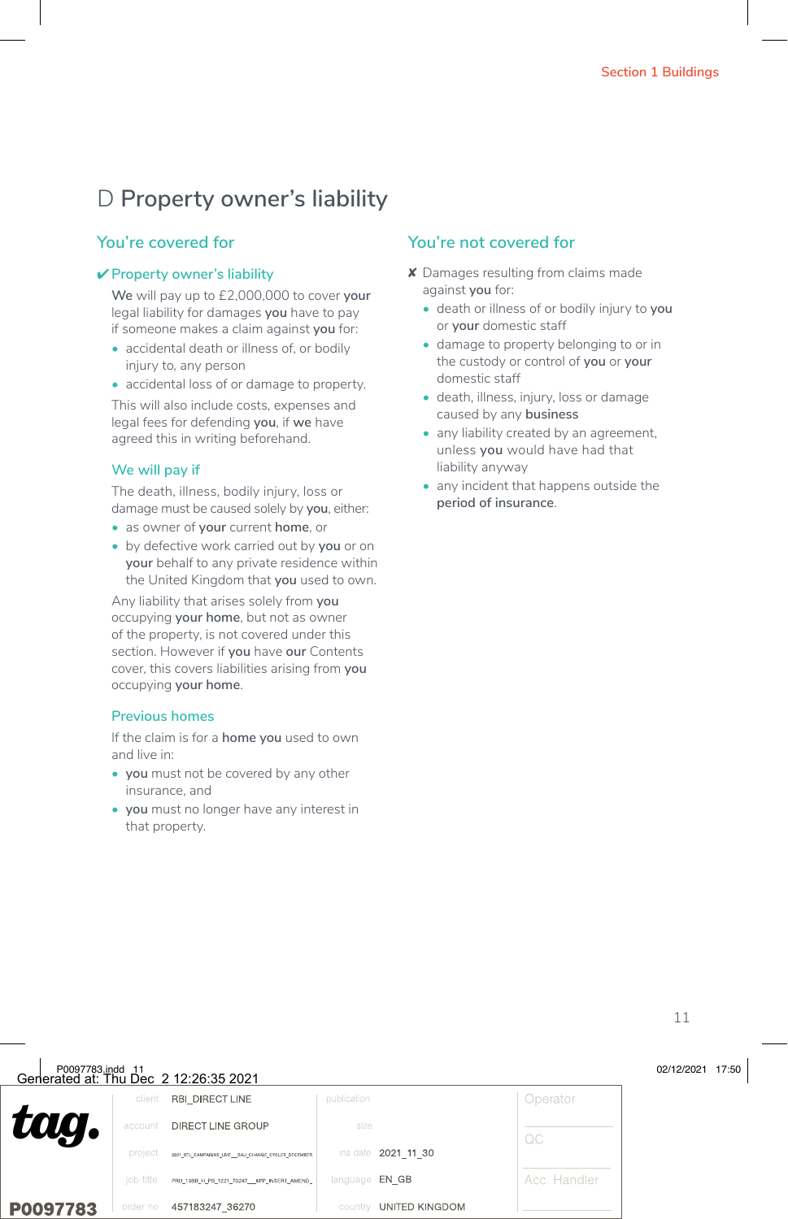# D Property owner's liability

## You're covered for

### ✔ Property owner's liability

**We** will pay up to £2,000,000 to cover **your** legal liability for damages **you** have to pay if someone makes a claim against **you** for:

- accidental death or illness of, or bodily injury to, any person
- accidental loss of or damage to property.

This will also include costs, expenses and legal fees for defending **you**, if **we** have agreed this in writing beforehand.

### We will pay if

The death, illness, bodily injury, loss or damage must be caused solely by **you**, either:

- as owner of **your** current **home**, or
- by defective work carried out by **you** or on **your** behalf to any private residence within the United Kingdom that **you** used to own.

Any liability that arises solely from **you** occupying **your home**, but not as owner of the property, is not covered under this section. However if **you** have **our** Contents cover, this covers liabilities arising from **you** occupying **your home**.

### Previous homes

If the claim is for a **home you** used to own and live in:

- **you** must not be covered by any other insurance, and
- **you** must no longer have any interest in that property.

## You're not covered for

✘ Damages resulting from claims made against **you** for:

- death or illness of or bodily injury to **you** or **your** domestic staff
- damage to property belonging to or in the custody or control of **you** or **your** domestic staff
- death, illness, injury, loss or damage caused by any **business**
- any liability created by an agreement, unless **you** would have had that liability anyway
- any incident that happens outside the **period of insurance**.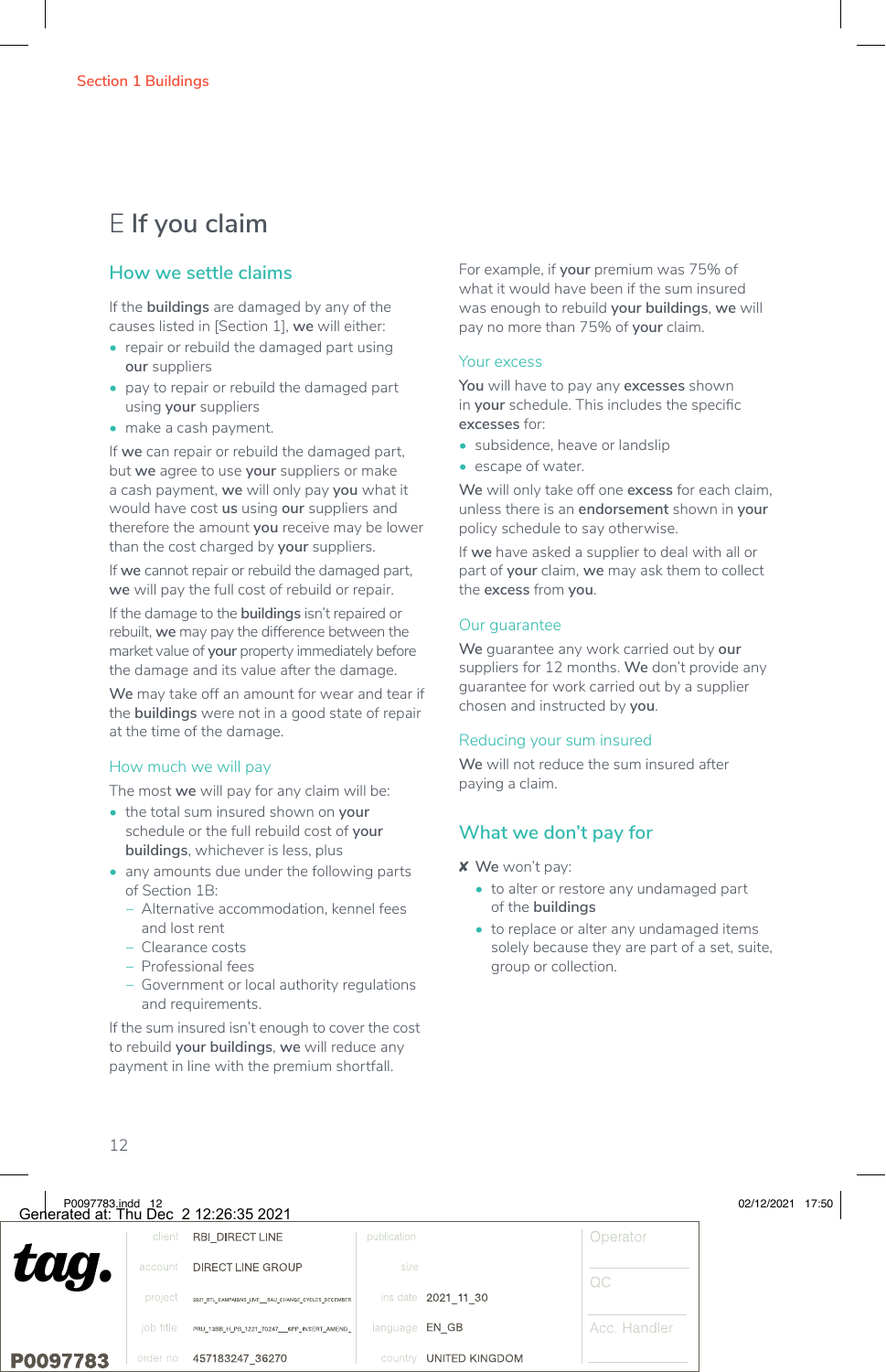# E If you claim

## How we settle claims

If the **buildings** are damaged by any of the causes listed in [Section 1], **we** will either:

- repair or rebuild the damaged part using **our** suppliers
- pay to repair or rebuild the damaged part using **your** suppliers
- make a cash payment.

If **we** can repair or rebuild the damaged part, but **we** agree to use **your** suppliers or make a cash payment, **we** will only pay **you** what it would have cost **us** using **our** suppliers and therefore the amount **you** receive may be lower than the cost charged by **your** suppliers.

If **we** cannot repair or rebuild the damaged part, **we** will pay the full cost of rebuild or repair.

If the damage to the **buildings** isn't repaired or rebuilt, **we** may pay the difference between the market value of **your** property immediately before the damage and its value after the damage.

**We** may take off an amount for wear and tear if the **buildings** were not in a good state of repair at the time of the damage.

### How much we will pay

The most **we** will pay for any claim will be:

- the total sum insured shown on **your** schedule or the full rebuild cost of **your buildings**, whichever is less, plus
- any amounts due under the following parts of Section 1B:
  - Alternative accommodation, kennel fees and lost rent
  - Clearance costs
  - Professional fees
  - Government or local authority regulations and requirements.

If the sum insured isn't enough to cover the cost to rebuild **your buildings**, **we** will reduce any payment in line with the premium shortfall.

For example, if **your** premium was 75% of what it would have been if the sum insured was enough to rebuild **your buildings**, **we** will pay no more than 75% of **your** claim.

### Your excess

**You** will have to pay any **excesses** shown in **your** schedule. This includes the specific **excesses** for:

- subsidence, heave or landslip
- escape of water.

**We** will only take off one **excess** for each claim, unless there is an **endorsement** shown in **your** policy schedule to say otherwise.

If **we** have asked a supplier to deal with all or part of **your** claim, **we** may ask them to collect the **excess** from **you**.

### Our guarantee

**We** guarantee any work carried out by **our** suppliers for 12 months. **We** don't provide any guarantee for work carried out by a supplier chosen and instructed by **you**.

### Reducing your sum insured

**We** will not reduce the sum insured after paying a claim.

## What we don't pay for

✘ We won't pay:

- to alter or restore any undamaged part of the **buildings**
- to replace or alter any undamaged items solely because they are part of a set, suite, group or collection.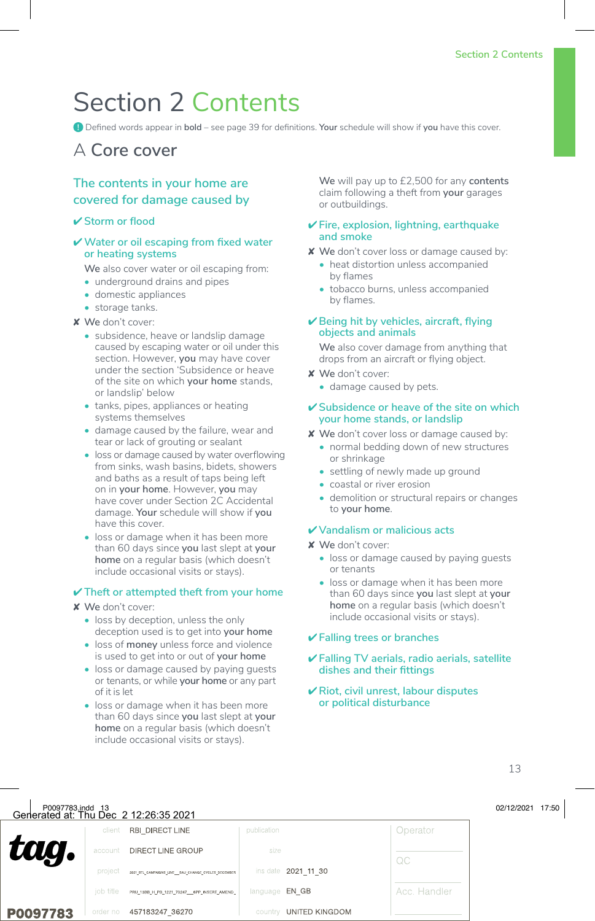# Section 2 Contents

! Defined words appear in **bold** – see page 39 for definitions. **Your** schedule will show if **you** have this cover.

## A Core cover

### The contents in your home are covered for damage caused by

✔ **Storm or flood**

✔ **Water or oil escaping from fixed water or heating systems**

**We** also cover water or oil escaping from:

- underground drains and pipes
- domestic appliances
- storage tanks.

✘ **We** don't cover:

- subsidence, heave or landslip damage caused by escaping water or oil under this section. However, **you** may have cover under the section 'Subsidence or heave of the site on which **your home** stands, or landslip' below
- tanks, pipes, appliances or heating systems themselves
- damage caused by the failure, wear and tear or lack of grouting or sealant
- loss or damage caused by water overflowing from sinks, wash basins, bidets, showers and baths as a result of taps being left on in **your home**. However, **you** may have cover under Section 2C Accidental damage. **Your** schedule will show if **you** have this cover.
- loss or damage when it has been more than 60 days since **you** last slept at **your home** on a regular basis (which doesn't include occasional visits or stays).

✔ **Theft or attempted theft from your home**

✘ **We** don't cover:

- loss by deception, unless the only deception used is to get into **your home**
- loss of **money** unless force and violence is used to get into or out of **your home**
- loss or damage caused by paying guests or tenants, or while **your home** or any part of it is let
- loss or damage when it has been more than 60 days since **you** last slept at **your home** on a regular basis (which doesn't include occasional visits or stays).

**We** will pay up to £2,500 for any **contents** claim following a theft from **your** garages or outbuildings.

✔ **Fire, explosion, lightning, earthquake and smoke**

✘ **We** don't cover loss or damage caused by:

- heat distortion unless accompanied by flames
- tobacco burns, unless accompanied by flames.

✔ **Being hit by vehicles, aircraft, flying objects and animals**

**We** also cover damage from anything that drops from an aircraft or flying object.

✘ **We** don't cover:

- damage caused by pets.

✔ **Subsidence or heave of the site on which your home stands, or landslip**

✘ **We** don't cover loss or damage caused by:

- normal bedding down of new structures or shrinkage
- settling of newly made up ground
- coastal or river erosion
- demolition or structural repairs or changes to **your home**.

✔ **Vandalism or malicious acts**

✘ **We** don't cover:

- loss or damage caused by paying guests or tenants
- loss or damage when it has been more than 60 days since **you** last slept at **your home** on a regular basis (which doesn't include occasional visits or stays).

✔ **Falling trees or branches**

✔ **Falling TV aerials, radio aerials, satellite dishes and their fittings**

✔ **Riot, civil unrest, labour disputes or political disturbance**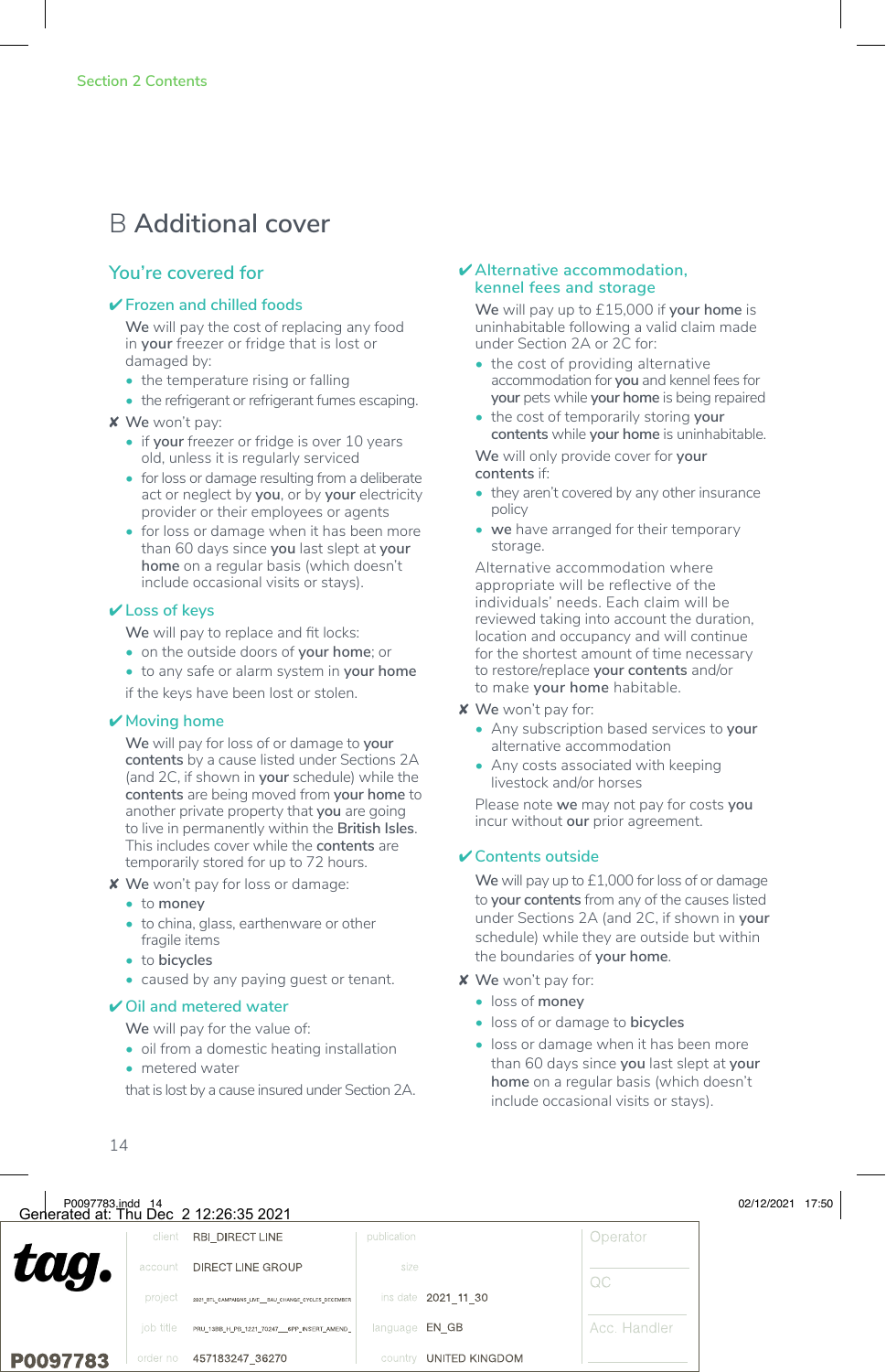# B Additional cover

## You're covered for

### ✔ Frozen and chilled foods

**We** will pay the cost of replacing any food in **your** freezer or fridge that is lost or damaged by:

- the temperature rising or falling
- the refrigerant or refrigerant fumes escaping.

✘ We won't pay:

- if **your** freezer or fridge is over 10 years old, unless it is regularly serviced
- for loss or damage resulting from a deliberate act or neglect by **you**, or by **your** electricity provider or their employees or agents
- for loss or damage when it has been more than 60 days since **you** last slept at **your home** on a regular basis (which doesn't include occasional visits or stays).

### ✔ Loss of keys

**We** will pay to replace and fit locks:

- on the outside doors of **your home**; or
- to any safe or alarm system in **your home**

if the keys have been lost or stolen.

### ✔ Moving home

**We** will pay for loss of or damage to **your contents** by a cause listed under Sections 2A (and 2C, if shown in **your** schedule) while the **contents** are being moved from **your home** to another private property that **you** are going to live in permanently within the **British Isles**. This includes cover while the **contents** are temporarily stored for up to 72 hours.

✘ We won't pay for loss or damage:

- to **money**
- to china, glass, earthenware or other fragile items
- to **bicycles**
- caused by any paying guest or tenant.

### ✔ Oil and metered water

**We** will pay for the value of:

- oil from a domestic heating installation
- metered water

that is lost by a cause insured under Section 2A.

### ✔ Alternative accommodation, kennel fees and storage

**We** will pay up to £15,000 if **your home** is uninhabitable following a valid claim made under Section 2A or 2C for:

- the cost of providing alternative accommodation for **you** and kennel fees for **your** pets while **your home** is being repaired
- the cost of temporarily storing **your contents** while **your home** is uninhabitable.

**We** will only provide cover for **your contents** if:

- they aren't covered by any other insurance policy
- **we** have arranged for their temporary storage.

Alternative accommodation where appropriate will be reflective of the individuals' needs. Each claim will be reviewed taking into account the duration, location and occupancy and will continue for the shortest amount of time necessary to restore/replace **your contents** and/or to make **your home** habitable.

✘ We won't pay for:

- Any subscription based services to **your** alternative accommodation
- Any costs associated with keeping livestock and/or horses

Please note **we** may not pay for costs **you** incur without **our** prior agreement.

### ✔ Contents outside

**We** will pay up to £1,000 for loss of or damage to **your contents** from any of the causes listed under Sections 2A (and 2C, if shown in **your** schedule) while they are outside but within the boundaries of **your home**.

✘ We won't pay for:

- loss of **money**
- loss of or damage to **bicycles**
- loss or damage when it has been more than 60 days since **you** last slept at **your home** on a regular basis (which doesn't include occasional visits or stays).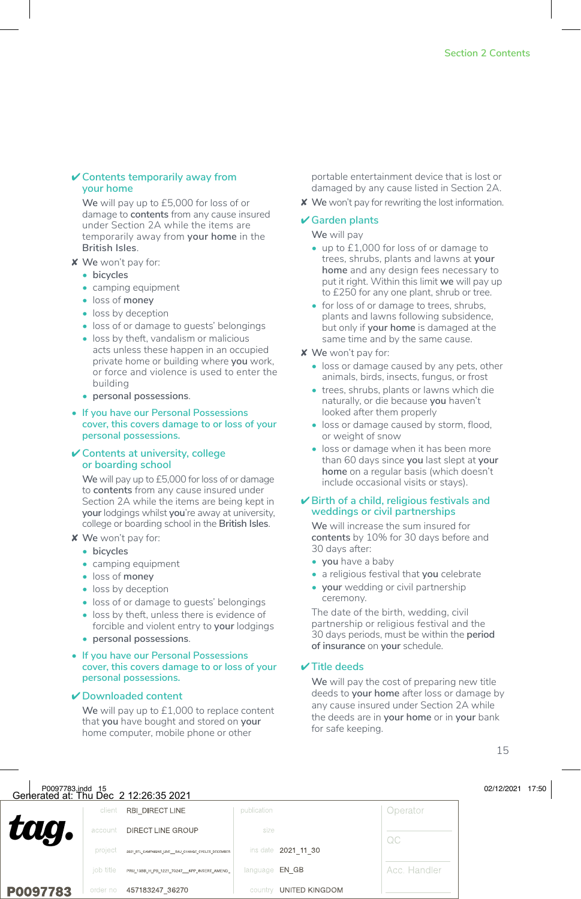## ✔ Contents temporarily away from your home

**We** will pay up to £5,000 for loss of or damage to **contents** from any cause insured under Section 2A while the items are temporarily away from **your home** in the **British Isles**.

✘ **We** won't pay for:

- bicycles
- camping equipment
- loss of **money**
- loss by deception
- loss of or damage to guests' belongings
- loss by theft, vandalism or malicious acts unless these happen in an occupied private home or building where **you** work, or force and violence is used to enter the building
- personal possessions.

- If you have our Personal Possessions cover, this covers damage to or loss of your personal possessions.

## ✔ Contents at university, college or boarding school

**We** will pay up to £5,000 for loss of or damage to **contents** from any cause insured under Section 2A while the items are being kept in **your** lodgings whilst **you**'re away at university, college or boarding school in the **British Isles**.

✘ **We** won't pay for:

- bicycles
- camping equipment
- loss of **money**
- loss by deception
- loss of or damage to guests' belongings
- loss by theft, unless there is evidence of forcible and violent entry to **your** lodgings
- personal possessions.

- If you have our Personal Possessions cover, this covers damage to or loss of your personal possessions.

## ✔ Downloaded content

**We** will pay up to £1,000 to replace content that **you** have bought and stored on **your** home computer, mobile phone or other portable entertainment device that is lost or damaged by any cause listed in Section 2A.

✘ **We** won't pay for rewriting the lost information.

## ✔ Garden plants

**We** will pay

- up to £1,000 for loss of or damage to trees, shrubs, plants and lawns at **your home** and any design fees necessary to put it right. Within this limit **we** will pay up to £250 for any one plant, shrub or tree.
- for loss of or damage to trees, shrubs, plants and lawns following subsidence, but only if **your home** is damaged at the same time and by the same cause.

✘ **We** won't pay for:

- loss or damage caused by any pets, other animals, birds, insects, fungus, or frost
- trees, shrubs, plants or lawns which die naturally, or die because **you** haven't looked after them properly
- loss or damage caused by storm, flood, or weight of snow
- loss or damage when it has been more than 60 days since **you** last slept at **your home** on a regular basis (which doesn't include occasional visits or stays).

## ✔ Birth of a child, religious festivals and weddings or civil partnerships

**We** will increase the sum insured for **contents** by 10% for 30 days before and 30 days after:

- **you** have a baby
- a religious festival that **you** celebrate
- **your** wedding or civil partnership ceremony.

The date of the birth, wedding, civil partnership or religious festival and the 30 days periods, must be within the **period of insurance** on **your** schedule.

## ✔ Title deeds

**We** will pay the cost of preparing new title deeds to **your home** after loss or damage by any cause insured under Section 2A while the deeds are in **your home** or in **your** bank for safe keeping.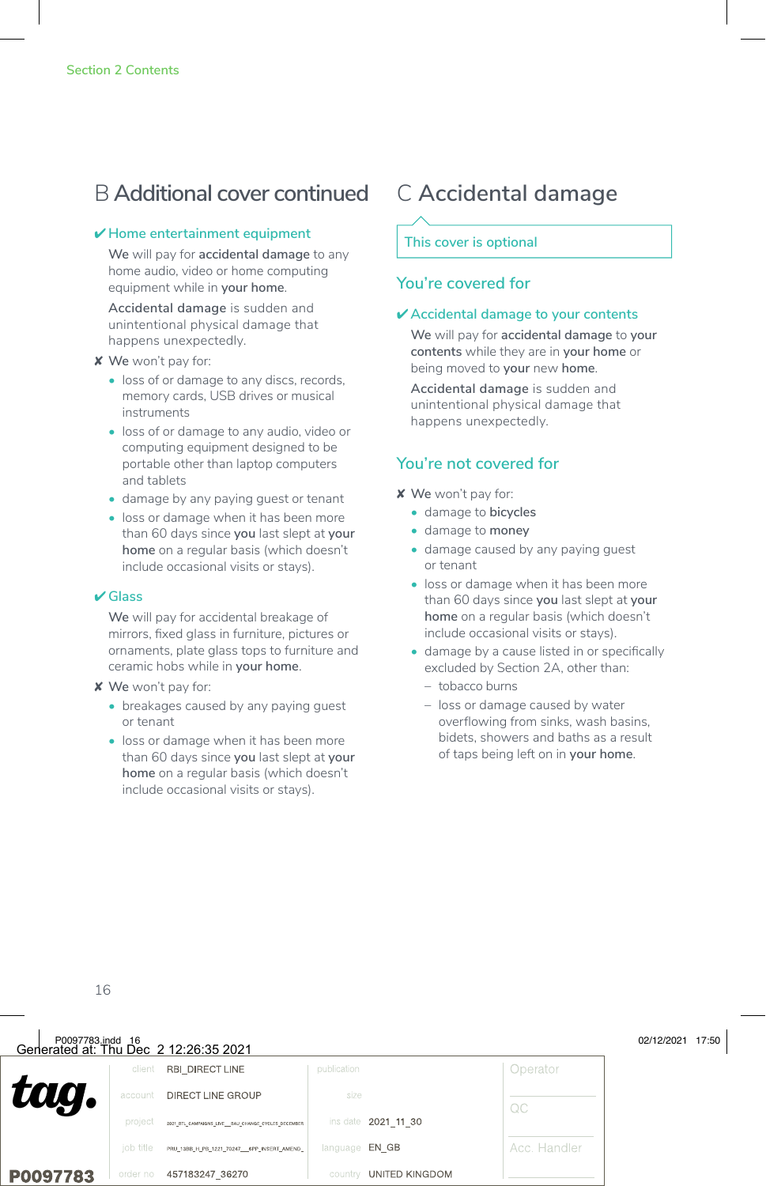## B Additional cover continued

✔ **Home entertainment equipment**

**We** will pay for **accidental damage** to any home audio, video or home computing equipment while in **your home**.

**Accidental damage** is sudden and unintentional physical damage that happens unexpectedly.

✘ **We** won't pay for:

- loss of or damage to any discs, records, memory cards, USB drives or musical instruments
- loss of or damage to any audio, video or computing equipment designed to be portable other than laptop computers and tablets
- damage by any paying guest or tenant
- loss or damage when it has been more than 60 days since **you** last slept at **your home** on a regular basis (which doesn't include occasional visits or stays).

✔ **Glass**

**We** will pay for accidental breakage of mirrors, fixed glass in furniture, pictures or ornaments, plate glass tops to furniture and ceramic hobs while in **your home**.

✘ **We** won't pay for:

- breakages caused by any paying guest or tenant
- loss or damage when it has been more than 60 days since **you** last slept at **your home** on a regular basis (which doesn't include occasional visits or stays).

## C Accidental damage

This cover is optional

### You're covered for

✔ **Accidental damage to your contents**

**We** will pay for **accidental damage** to **your contents** while they are in **your home** or being moved to **your** new **home**.

**Accidental damage** is sudden and unintentional physical damage that happens unexpectedly.

### You're not covered for

✘ **We** won't pay for:

- damage to **bicycles**
- damage to **money**
- damage caused by any paying guest or tenant
- loss or damage when it has been more than 60 days since **you** last slept at **your home** on a regular basis (which doesn't include occasional visits or stays).
- damage by a cause listed in or specifically excluded by Section 2A, other than:
  - tobacco burns
  - loss or damage caused by water overflowing from sinks, wash basins, bidets, showers and baths as a result of taps being left on in **your home**.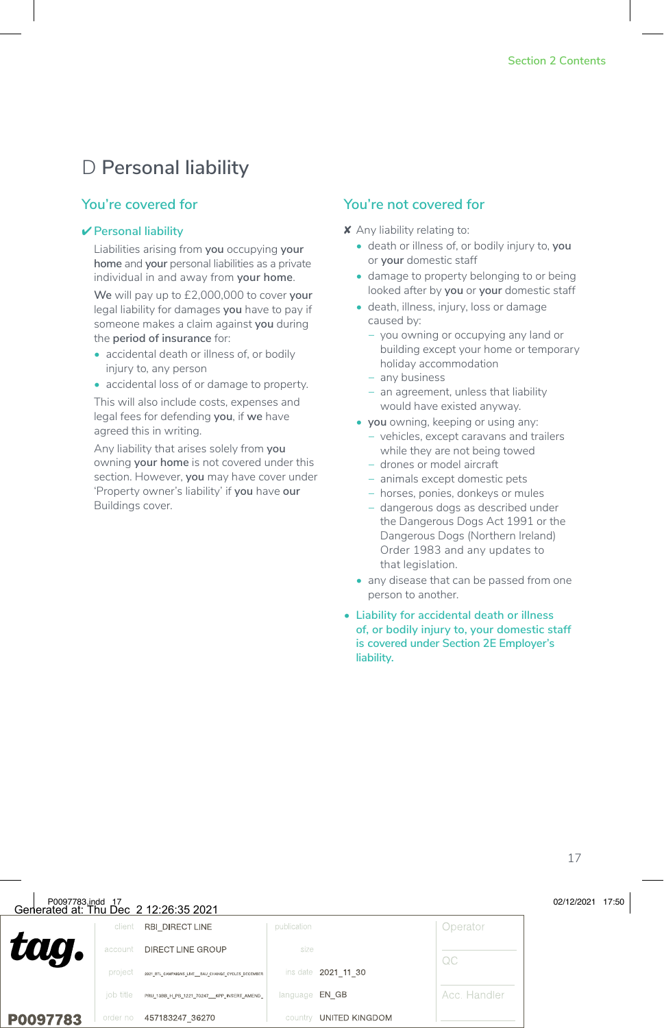# D Personal liability

## You're covered for

### ✔ Personal liability

Liabilities arising from **you** occupying **your home** and **your** personal liabilities as a private individual in and away from **your home**.

**We** will pay up to £2,000,000 to cover **your** legal liability for damages **you** have to pay if someone makes a claim against **you** during the **period of insurance** for:

- accidental death or illness of, or bodily injury to, any person
- accidental loss of or damage to property.

This will also include costs, expenses and legal fees for defending **you**, if **we** have agreed this in writing.

Any liability that arises solely from **you** owning **your home** is not covered under this section. However, **you** may have cover under 'Property owner's liability' if **you** have **our** Buildings cover.

## You're not covered for

✘ Any liability relating to:

- death or illness of, or bodily injury to, **you** or **your** domestic staff
- damage to property belonging to or being looked after by **you** or **your** domestic staff
- death, illness, injury, loss or damage caused by:
  - you owning or occupying any land or building except your home or temporary holiday accommodation
  - any business
  - an agreement, unless that liability would have existed anyway.
- **you** owning, keeping or using any:
  - vehicles, except caravans and trailers while they are not being towed
  - drones or model aircraft
  - animals except domestic pets
  - horses, ponies, donkeys or mules
  - dangerous dogs as described under the Dangerous Dogs Act 1991 or the Dangerous Dogs (Northern Ireland) Order 1983 and any updates to that legislation.
- any disease that can be passed from one person to another.

- Liability for accidental death or illness of, or bodily injury to, your domestic staff is covered under Section 2E Employer's liability.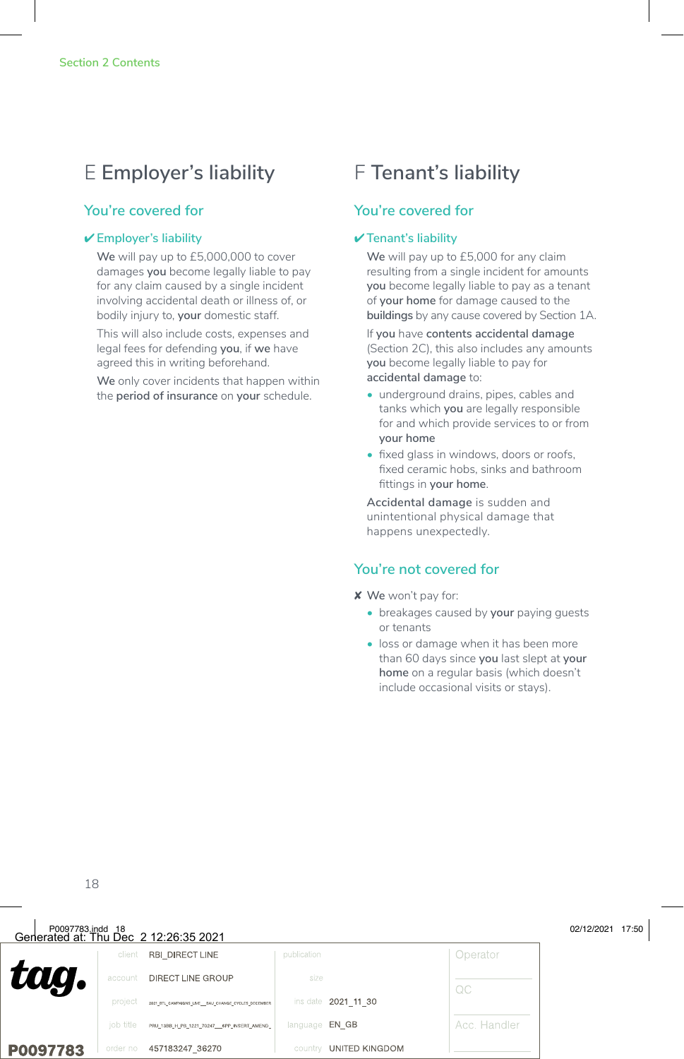## E Employer's liability

### You're covered for

✔ Employer's liability

**We** will pay up to £5,000,000 to cover damages **you** become legally liable to pay for any claim caused by a single incident involving accidental death or illness of, or bodily injury to, **your** domestic staff.

This will also include costs, expenses and legal fees for defending **you**, if **we** have agreed this in writing beforehand.

**We** only cover incidents that happen within the **period of insurance** on **your** schedule.

## F Tenant's liability

### You're covered for

✔ Tenant's liability

**We** will pay up to £5,000 for any claim resulting from a single incident for amounts **you** become legally liable to pay as a tenant of **your home** for damage caused to the **buildings** by any cause covered by Section 1A.

If **you** have **contents accidental damage** (Section 2C), this also includes any amounts **you** become legally liable to pay for **accidental damage** to:

- underground drains, pipes, cables and tanks which **you** are legally responsible for and which provide services to or from **your home**
- fixed glass in windows, doors or roofs, fixed ceramic hobs, sinks and bathroom fittings in **your home**.

**Accidental damage** is sudden and unintentional physical damage that happens unexpectedly.

### You're not covered for

✘ **We** won't pay for:

- breakages caused by **your** paying guests or tenants
- loss or damage when it has been more than 60 days since **you** last slept at **your home** on a regular basis (which doesn't include occasional visits or stays).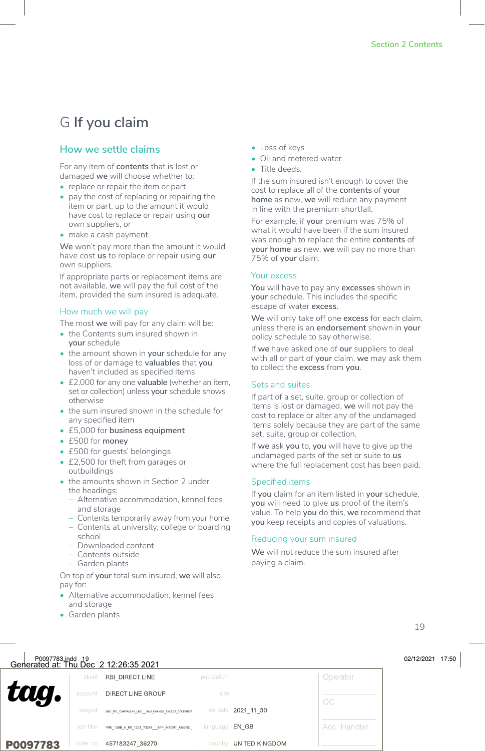# G If you claim

## How we settle claims

For any item of **contents** that is lost or damaged **we** will choose whether to:

- replace or repair the item or part
- pay the cost of replacing or repairing the item or part, up to the amount it would have cost to replace or repair using **our** own suppliers, or
- make a cash payment.

**We** won't pay more than the amount it would have cost **us** to replace or repair using **our** own suppliers.

If appropriate parts or replacement items are not available, **we** will pay the full cost of the item, provided the sum insured is adequate.

### How much we will pay

The most **we** will pay for any claim will be:

- the Contents sum insured shown in **your** schedule
- the amount shown in **your** schedule for any loss of or damage to **valuables** that **you** haven't included as specified items
- £2,000 for any one **valuable** (whether an item, set or collection) unless **your** schedule shows otherwise
- the sum insured shown in the schedule for any specified item
- £5,000 for **business equipment**
- £500 for **money**
- £500 for guests' belongings
- £2,500 for theft from garages or outbuildings
- the amounts shown in Section 2 under the headings:
  - Alternative accommodation, kennel fees and storage
  - Contents temporarily away from your home
  - Contents at university, college or boarding school
  - Downloaded content
  - Contents outside
  - Garden plants

On top of **your** total sum insured, **we** will also pay for:

- Alternative accommodation, kennel fees and storage
- Garden plants
- Loss of keys
- Oil and metered water
- Title deeds.

If the sum insured isn't enough to cover the cost to replace all of the **contents** of **your home** as new, **we** will reduce any payment in line with the premium shortfall.

For example, if **your** premium was 75% of what it would have been if the sum insured was enough to replace the entire **contents** of **your home** as new, **we** will pay no more than 75% of **your** claim.

### Your excess

**You** will have to pay any **excesses** shown in **your** schedule. This includes the specific escape of water **excess**.

**We** will only take off one **excess** for each claim, unless there is an **endorsement** shown in **your** policy schedule to say otherwise.

If **we** have asked one of **our** suppliers to deal with all or part of **your** claim, **we** may ask them to collect the **excess** from **you**.

### Sets and suites

If part of a set, suite, group or collection of items is lost or damaged, **we** will not pay the cost to replace or alter any of the undamaged items solely because they are part of the same set, suite, group or collection.

If **we** ask **you** to, **you** will have to give up the undamaged parts of the set or suite to **us** where the full replacement cost has been paid.

### Specified items

If **you** claim for an item listed in **your** schedule, **you** will need to give **us** proof of the item's value. To help **you** do this, **we** recommend that **you** keep receipts and copies of valuations.

### Reducing your sum insured

**We** will not reduce the sum insured after paying a claim.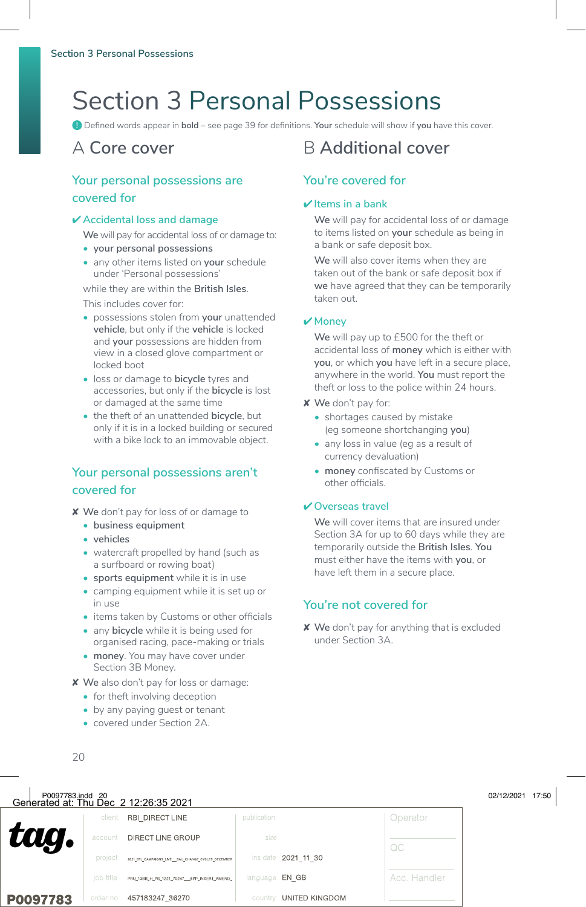# Section 3 Personal Possessions

Defined words appear in **bold** – see page 39 for definitions. **Your** schedule will show if **you** have this cover.

## A Core cover

### Your personal possessions are covered for

✔ **Accidental loss and damage**

**We** will pay for accidental loss of or damage to:

- **your personal possessions**
- any other items listed on **your** schedule under 'Personal possessions'

while they are within the **British Isles**.

This includes cover for:

- possessions stolen from **your** unattended **vehicle**, but only if the **vehicle** is locked and **your** possessions are hidden from view in a closed glove compartment or locked boot
- loss or damage to **bicycle** tyres and accessories, but only if the **bicycle** is lost or damaged at the same time
- the theft of an unattended **bicycle**, but only if it is in a locked building or secured with a bike lock to an immovable object.

### Your personal possessions aren't covered for

✘ We don't pay for loss of or damage to

- **business equipment**
- **vehicles**
- watercraft propelled by hand (such as a surfboard or rowing boat)
- **sports equipment** while it is in use
- camping equipment while it is set up or in use
- items taken by Customs or other officials
- any **bicycle** while it is being used for organised racing, pace-making or trials
- **money**. You may have cover under Section 3B Money.

✘ We also don't pay for loss or damage:

- for theft involving deception
- by any paying guest or tenant
- covered under Section 2A.

## B Additional cover

### You're covered for

✔ **Items in a bank**

**We** will pay for accidental loss of or damage to items listed on **your** schedule as being in a bank or safe deposit box.

**We** will also cover items when they are taken out of the bank or safe deposit box if **we** have agreed that they can be temporarily taken out.

✔ **Money**

**We** will pay up to £500 for the theft or accidental loss of **money** which is either with **you**, or which **you** have left in a secure place, anywhere in the world. **You** must report the theft or loss to the police within 24 hours.

✘ We don't pay for:

- shortages caused by mistake (eg someone shortchanging **you**)
- any loss in value (eg as a result of currency devaluation)
- **money** confiscated by Customs or other officials.

✔ **Overseas travel**

**We** will cover items that are insured under Section 3A for up to 60 days while they are temporarily outside the **British Isles**. **You** must either have the items with **you**, or have left them in a secure place.

### You're not covered for

✘ We don't pay for anything that is excluded under Section 3A.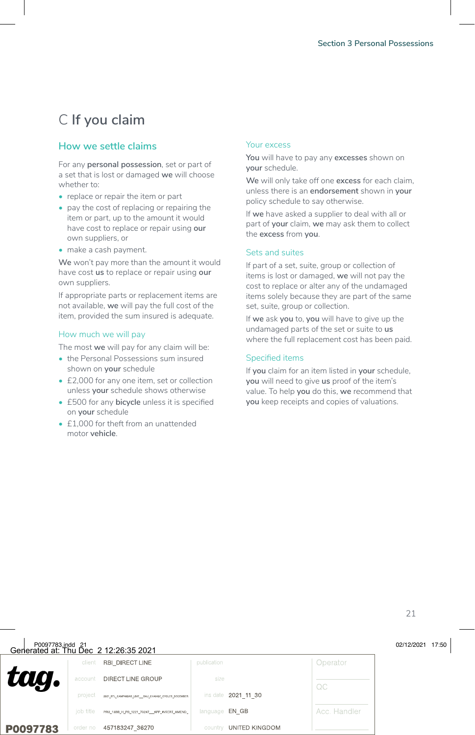# C If you claim

## How we settle claims

For any **personal possession**, set or part of a set that is lost or damaged **we** will choose whether to:

- replace or repair the item or part
- pay the cost of replacing or repairing the item or part, up to the amount it would have cost to replace or repair using **our** own suppliers, or
- make a cash payment.

**We** won't pay more than the amount it would have cost **us** to replace or repair using **our** own suppliers.

If appropriate parts or replacement items are not available, **we** will pay the full cost of the item, provided the sum insured is adequate.

## How much we will pay

The most **we** will pay for any claim will be:

- the Personal Possessions sum insured shown on **your** schedule
- £2,000 for any one item, set or collection unless **your** schedule shows otherwise
- £500 for any **bicycle** unless it is specified on **your** schedule
- £1,000 for theft from an unattended motor **vehicle**.

## Your excess

**You** will have to pay any **excesses** shown on **your** schedule.

**We** will only take off one **excess** for each claim, unless there is an **endorsement** shown in **your** policy schedule to say otherwise.

If **we** have asked a supplier to deal with all or part of **your** claim, **we** may ask them to collect the **excess** from **you**.

## Sets and suites

If part of a set, suite, group or collection of items is lost or damaged, **we** will not pay the cost to replace or alter any of the undamaged items solely because they are part of the same set, suite, group or collection.

If **we** ask **you** to, **you** will have to give up the undamaged parts of the set or suite to **us** where the full replacement cost has been paid.

## Specified items

If **you** claim for an item listed in **your** schedule, **you** will need to give **us** proof of the item's value. To help **you** do this, **we** recommend that **you** keep receipts and copies of valuations.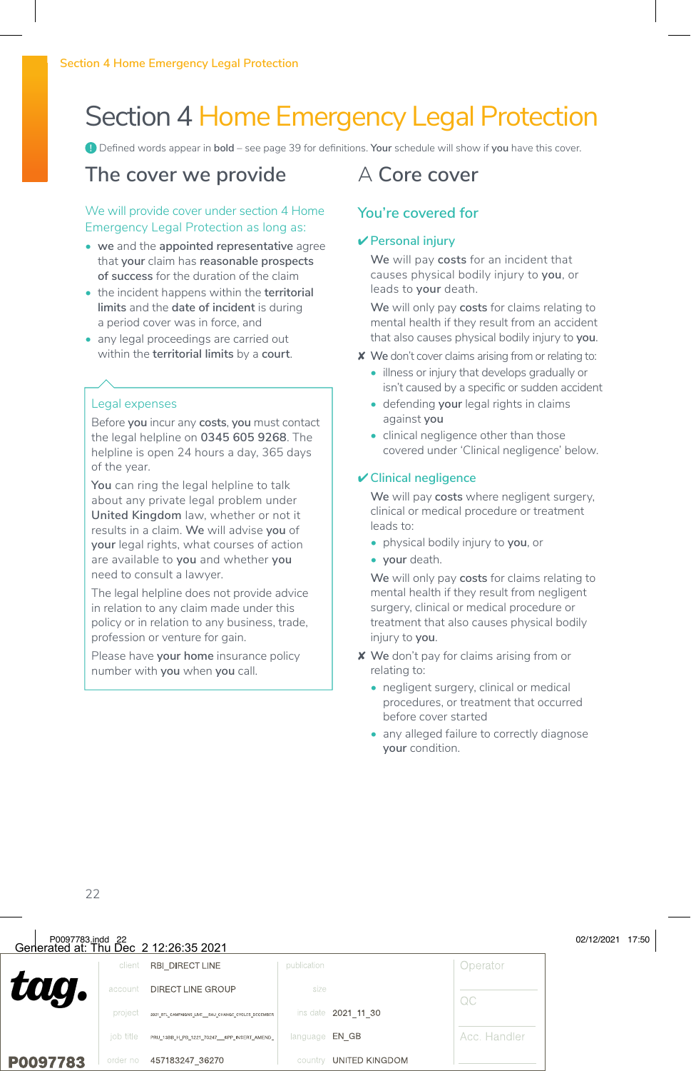# Section 4 Home Emergency Legal Protection

Defined words appear in **bold** – see page 39 for definitions. **Your** schedule will show if **you** have this cover.

## The cover we provide

We will provide cover under section 4 Home Emergency Legal Protection as long as:

- **we** and the **appointed representative** agree that **your** claim has **reasonable prospects of success** for the duration of the claim
- the incident happens within the **territorial limits** and the **date of incident** is during a period cover was in force, and
- any legal proceedings are carried out within the **territorial limits** by a **court**.

### Legal expenses

Before **you** incur any **costs**, **you** must contact the legal helpline on **0345 605 9268**. The helpline is open 24 hours a day, 365 days of the year.

**You** can ring the legal helpline to talk about any private legal problem under **United Kingdom** law, whether or not it results in a claim. **We** will advise **you** of **your** legal rights, what courses of action are available to **you** and whether **you** need to consult a lawyer.

The legal helpline does not provide advice in relation to any claim made under this policy or in relation to any business, trade, profession or venture for gain.

Please have **your home** insurance policy number with **you** when **you** call.

## A Core cover

### You're covered for

#### ✔ Personal injury

**We** will pay **costs** for an incident that causes physical bodily injury to **you**, or leads to **your** death.

**We** will only pay **costs** for claims relating to mental health if they result from an accident that also causes physical bodily injury to **you**.

✘ We don't cover claims arising from or relating to:

- illness or injury that develops gradually or isn't caused by a specific or sudden accident
- defending **your** legal rights in claims against **you**
- clinical negligence other than those covered under 'Clinical negligence' below.

#### ✔ Clinical negligence

**We** will pay **costs** where negligent surgery, clinical or medical procedure or treatment leads to:

- physical bodily injury to **you**, or
- **your** death.

**We** will only pay **costs** for claims relating to mental health if they result from negligent surgery, clinical or medical procedure or treatment that also causes physical bodily injury to **you**.

✘ **We** don't pay for claims arising from or relating to:

- negligent surgery, clinical or medical procedures, or treatment that occurred before cover started
- any alleged failure to correctly diagnose **your** condition.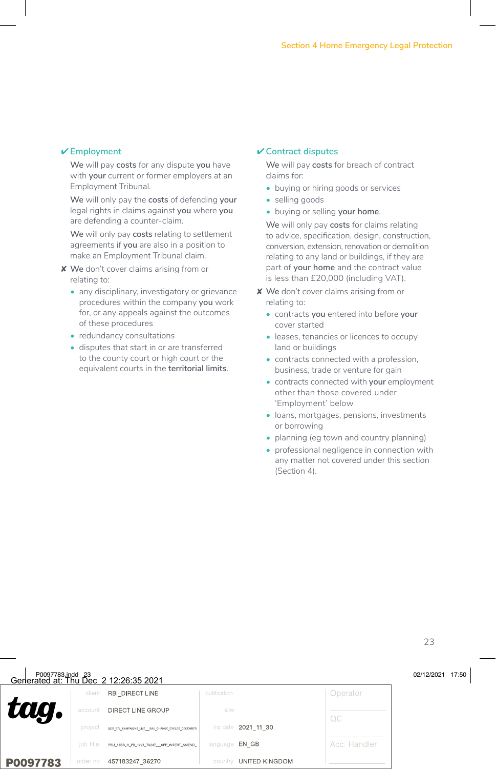### ✔ Employment

**We** will pay **costs** for any dispute **you** have with **your** current or former employers at an Employment Tribunal.

**We** will only pay the **costs** of defending **your** legal rights in claims against **you** where **you** are defending a counter-claim.

**We** will only pay **costs** relating to settlement agreements if **you** are also in a position to make an Employment Tribunal claim.

✘ **We** don't cover claims arising from or relating to:

- any disciplinary, investigatory or grievance procedures within the company **you** work for, or any appeals against the outcomes of these procedures
- redundancy consultations
- disputes that start in or are transferred to the county court or high court or the equivalent courts in the **territorial limits**.

### ✔ Contract disputes

**We** will pay **costs** for breach of contract claims for:

- buying or hiring goods or services
- selling goods
- buying or selling **your home**.

**We** will only pay **costs** for claims relating to advice, specification, design, construction, conversion, extension, renovation or demolition relating to any land or buildings, if they are part of **your home** and the contract value is less than £20,000 (including VAT).

✘ **We** don't cover claims arising from or relating to:

- contracts **you** entered into before **your** cover started
- leases, tenancies or licences to occupy land or buildings
- contracts connected with a profession, business, trade or venture for gain
- contracts connected with **your** employment other than those covered under 'Employment' below
- loans, mortgages, pensions, investments or borrowing
- planning (eg town and country planning)
- professional negligence in connection with any matter not covered under this section (Section 4).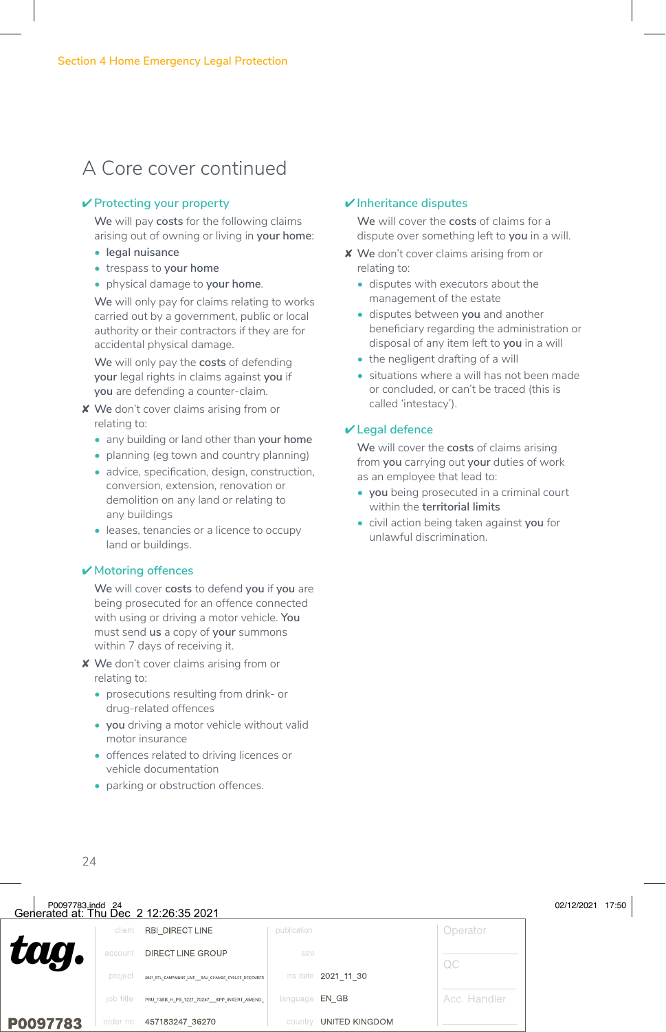## A Core cover continued

### ✔ Protecting your property

**We** will pay **costs** for the following claims arising out of owning or living in **your home**:

- **legal nuisance**
- trespass to **your home**
- physical damage to **your home**.

**We** will only pay for claims relating to works carried out by a government, public or local authority or their contractors if they are for accidental physical damage.

**We** will only pay the **costs** of defending **your** legal rights in claims against **you** if **you** are defending a counter-claim.

✘ **We** don't cover claims arising from or relating to:

- any building or land other than **your home**
- planning (eg town and country planning)
- advice, specification, design, construction, conversion, extension, renovation or demolition on any land or relating to any buildings
- leases, tenancies or a licence to occupy land or buildings.

### ✔ Motoring offences

**We** will cover **costs** to defend **you** if **you** are being prosecuted for an offence connected with using or driving a motor vehicle. **You** must send **us** a copy of **your** summons within 7 days of receiving it.

✘ **We** don't cover claims arising from or relating to:

- prosecutions resulting from drink- or drug-related offences
- **you** driving a motor vehicle without valid motor insurance
- offences related to driving licences or vehicle documentation
- parking or obstruction offences.

### ✔ Inheritance disputes

**We** will cover the **costs** of claims for a dispute over something left to **you** in a will.

✘ **We** don't cover claims arising from or relating to:

- disputes with executors about the management of the estate
- disputes between **you** and another beneficiary regarding the administration or disposal of any item left to **you** in a will
- the negligent drafting of a will
- situations where a will has not been made or concluded, or can't be traced (this is called 'intestacy').

### ✔ Legal defence

**We** will cover the **costs** of claims arising from **you** carrying out **your** duties of work as an employee that lead to:

- **you** being prosecuted in a criminal court within the **territorial limits**
- civil action being taken against **you** for unlawful discrimination.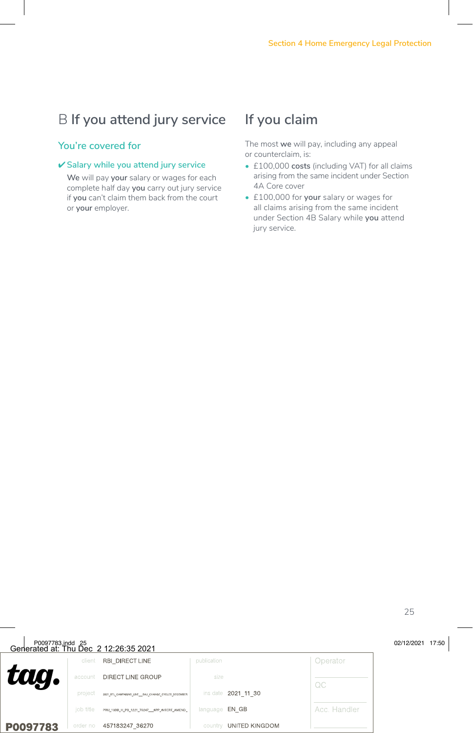## B If you attend jury service

### You're covered for

✔ **Salary while you attend jury service**

**We** will pay **your** salary or wages for each complete half day **you** carry out jury service if **you** can't claim them back from the court or **your** employer.

## If you claim

The most **we** will pay, including any appeal or counterclaim, is:

- £100,000 **costs** (including VAT) for all claims arising from the same incident under Section 4A Core cover
- £100,000 for **your** salary or wages for all claims arising from the same incident under Section 4B Salary while **you** attend jury service.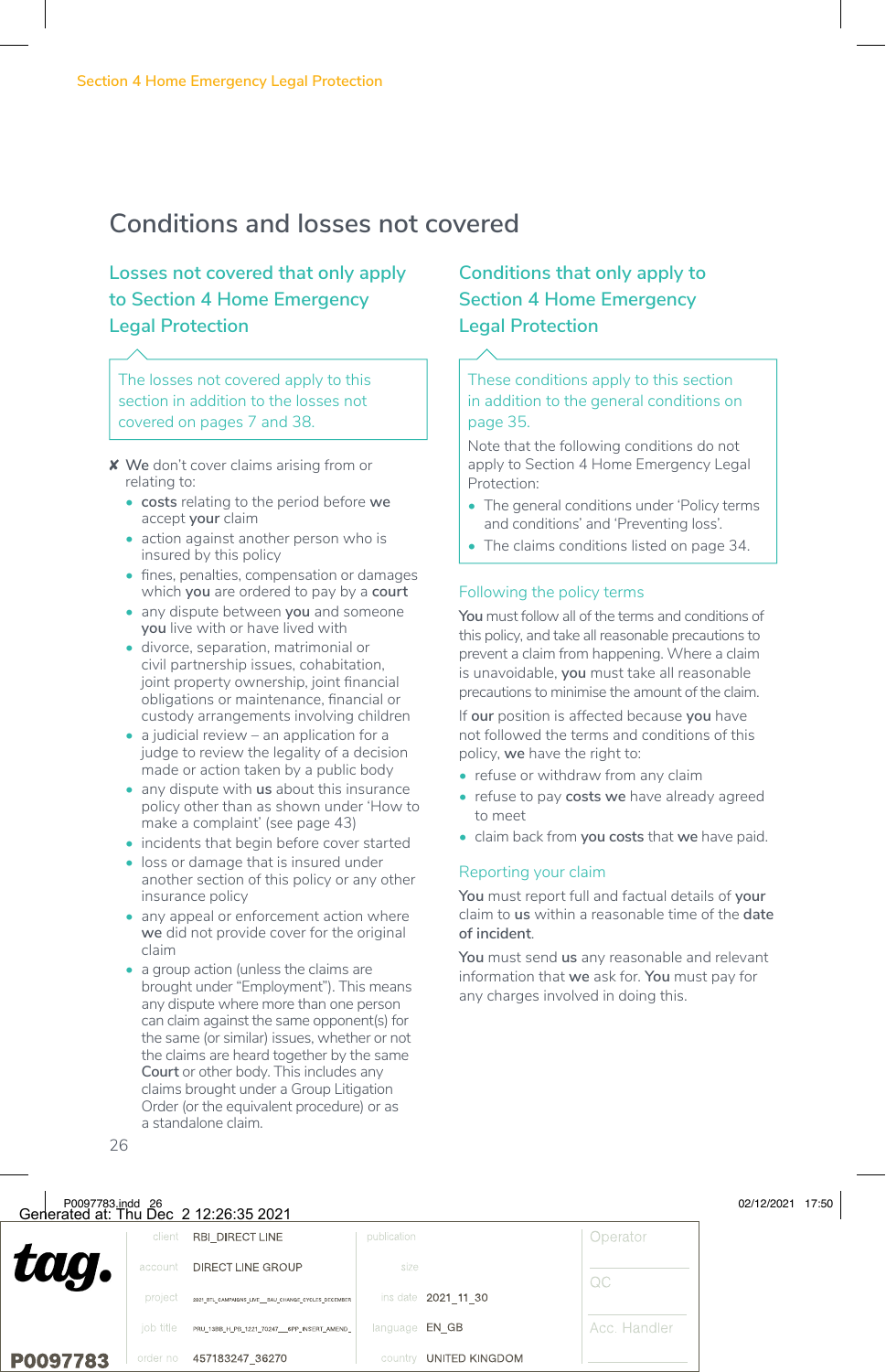# Conditions and losses not covered

## Losses not covered that only apply to Section 4 Home Emergency Legal Protection

The losses not covered apply to this section in addition to the losses not covered on pages 7 and 38.

✘ We don't cover claims arising from or relating to:

- **costs** relating to the period before **we** accept **your** claim
- action against another person who is insured by this policy
- fines, penalties, compensation or damages which **you** are ordered to pay by a **court**
- any dispute between **you** and someone **you** live with or have lived with
- divorce, separation, matrimonial or civil partnership issues, cohabitation, joint property ownership, joint financial obligations or maintenance, financial or custody arrangements involving children
- a judicial review – an application for a judge to review the legality of a decision made or action taken by a public body
- any dispute with **us** about this insurance policy other than as shown under 'How to make a complaint' (see page 43)
- incidents that begin before cover started
- loss or damage that is insured under another section of this policy or any other insurance policy
- any appeal or enforcement action where **we** did not provide cover for the original claim
- a group action (unless the claims are brought under "Employment"). This means any dispute where more than one person can claim against the same opponent(s) for the same (or similar) issues, whether or not the claims are heard together by the same **Court** or other body. This includes any claims brought under a Group Litigation Order (or the equivalent procedure) or as a standalone claim.

## Conditions that only apply to Section 4 Home Emergency Legal Protection

These conditions apply to this section in addition to the general conditions on page 35.

Note that the following conditions do not apply to Section 4 Home Emergency Legal Protection:

- The general conditions under 'Policy terms and conditions' and 'Preventing loss'.
- The claims conditions listed on page 34.

### Following the policy terms

**You** must follow all of the terms and conditions of this policy, and take all reasonable precautions to prevent a claim from happening. Where a claim is unavoidable, **you** must take all reasonable precautions to minimise the amount of the claim.

If **our** position is affected because **you** have not followed the terms and conditions of this policy, **we** have the right to:

- refuse or withdraw from any claim
- refuse to pay **costs we** have already agreed to meet
- claim back from **you costs** that **we** have paid.

### Reporting your claim

**You** must report full and factual details of **your** claim to **us** within a reasonable time of the **date of incident**.

**You** must send **us** any reasonable and relevant information that **we** ask for. **You** must pay for any charges involved in doing this.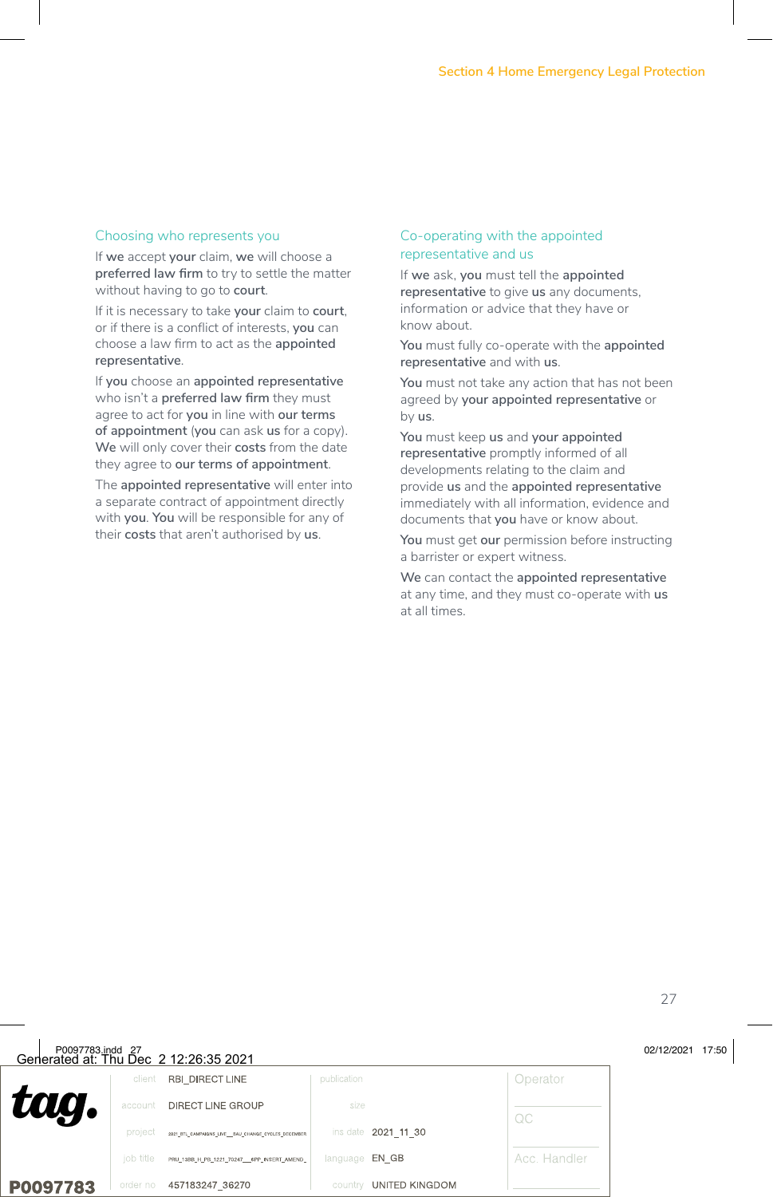### Choosing who represents you

If **we** accept **your** claim, **we** will choose a **preferred law firm** to try to settle the matter without having to go to **court**.

If it is necessary to take **your** claim to **court**, or if there is a conflict of interests, **you** can choose a law firm to act as the **appointed representative**.

If **you** choose an **appointed representative** who isn't a **preferred law firm** they must agree to act for **you** in line with **our terms of appointment** (**you** can ask **us** for a copy). **We** will only cover their **costs** from the date they agree to **our terms of appointment**.

The **appointed representative** will enter into a separate contract of appointment directly with **you**. **You** will be responsible for any of their **costs** that aren't authorised by **us**.

### Co-operating with the appointed representative and us

If **we** ask, **you** must tell the **appointed representative** to give **us** any documents, information or advice that they have or know about.

**You** must fully co-operate with the **appointed representative** and with **us**.

**You** must not take any action that has not been agreed by **your appointed representative** or by **us**.

**You** must keep **us** and **your appointed representative** promptly informed of all developments relating to the claim and provide **us** and the **appointed representative** immediately with all information, evidence and documents that **you** have or know about.

**You** must get **our** permission before instructing a barrister or expert witness.

**We** can contact the **appointed representative** at any time, and they must co-operate with **us** at all times.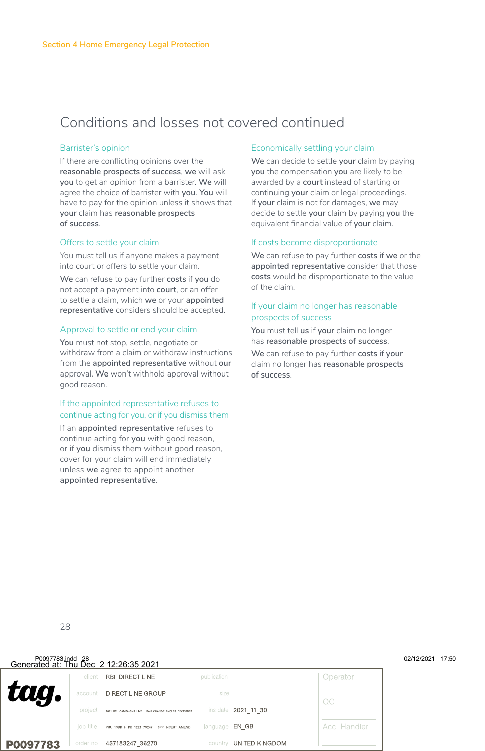## Conditions and losses not covered continued

### Barrister's opinion

If there are conflicting opinions over the **reasonable prospects of success**, **we** will ask **you** to get an opinion from a barrister. **We** will agree the choice of barrister with **you**. **You** will have to pay for the opinion unless it shows that **your** claim has **reasonable prospects of success**.

### Offers to settle your claim

You must tell us if anyone makes a payment into court or offers to settle your claim.

**We** can refuse to pay further **costs** if **you** do not accept a payment into **court**, or an offer to settle a claim, which **we** or your **appointed representative** considers should be accepted.

### Approval to settle or end your claim

**You** must not stop, settle, negotiate or withdraw from a claim or withdraw instructions from the **appointed representative** without **our** approval. **We** won't withhold approval without good reason.

### If the appointed representative refuses to continue acting for you, or if you dismiss them

If an **appointed representative** refuses to continue acting for **you** with good reason, or if **you** dismiss them without good reason, cover for your claim will end immediately unless **we** agree to appoint another **appointed representative**.

### Economically settling your claim

**We** can decide to settle **your** claim by paying **you** the compensation **you** are likely to be awarded by a **court** instead of starting or continuing **your** claim or legal proceedings. If **your** claim is not for damages, **we** may decide to settle **your** claim by paying **you** the equivalent financial value of **your** claim.

### If costs become disproportionate

**We** can refuse to pay further **costs** if **we** or the **appointed representative** consider that those **costs** would be disproportionate to the value of the claim.

### If your claim no longer has reasonable prospects of success

**You** must tell **us** if **your** claim no longer has **reasonable prospects of success**.

**We** can refuse to pay further **costs** if **your** claim no longer has **reasonable prospects of success**.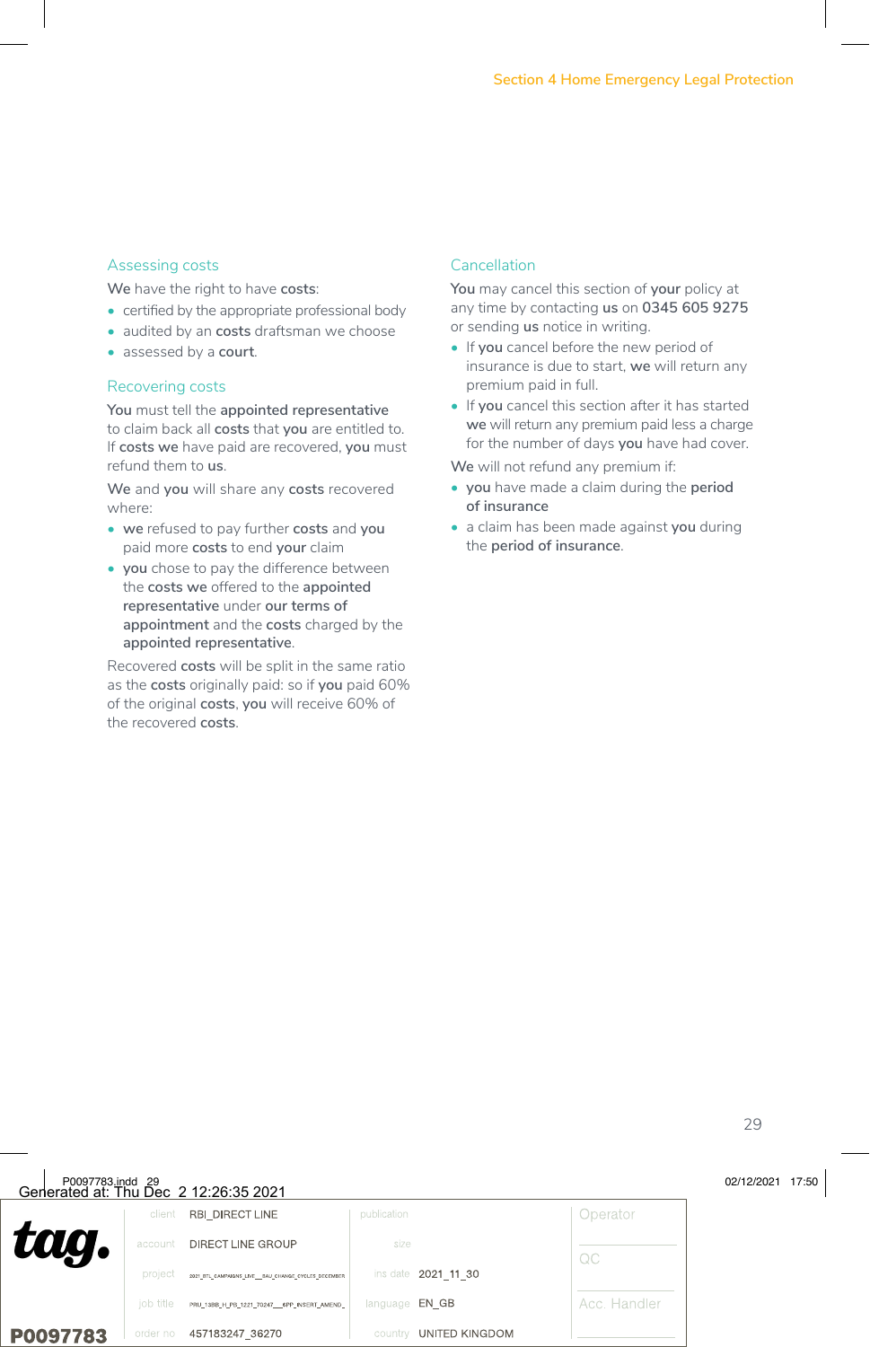## Assessing costs

**We** have the right to have **costs**:

- certified by the appropriate professional body
- audited by an **costs** draftsman we choose
- assessed by a **court**.

## Recovering costs

**You** must tell the **appointed representative** to claim back all **costs** that **you** are entitled to. If **costs we** have paid are recovered, **you** must refund them to **us**.

**We** and **you** will share any **costs** recovered where:

- **we** refused to pay further **costs** and **you** paid more **costs** to end **your** claim
- **you** chose to pay the difference between the **costs we** offered to the **appointed representative** under **our terms of appointment** and the **costs** charged by the **appointed representative**.

Recovered **costs** will be split in the same ratio as the **costs** originally paid: so if **you** paid 60% of the original **costs**, **you** will receive 60% of the recovered **costs**.

## Cancellation

**You** may cancel this section of **your** policy at any time by contacting **us** on **0345 605 9275** or sending **us** notice in writing.

- If **you** cancel before the new period of insurance is due to start, **we** will return any premium paid in full.
- If **you** cancel this section after it has started **we** will return any premium paid less a charge for the number of days **you** have had cover.

**We** will not refund any premium if:

- **you** have made a claim during the **period of insurance**
- a claim has been made against **you** during the **period of insurance**.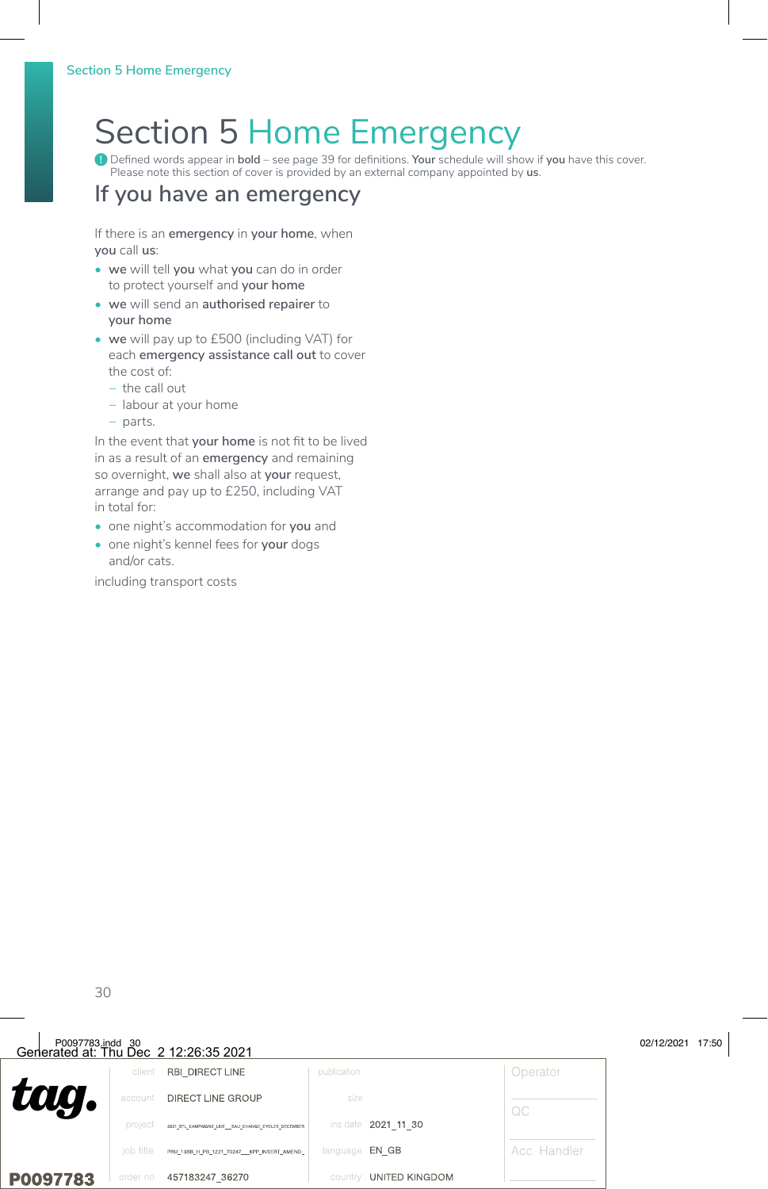# Section 5 Home Emergency

Defined words appear in **bold** – see page 39 for definitions. **Your** schedule will show if **you** have this cover. Please note this section of cover is provided by an external company appointed by **us**.

## If you have an emergency

If there is an **emergency** in **your home**, when **you** call **us**:

- **we** will tell **you** what **you** can do in order to protect yourself and **your home**
- **we** will send an **authorised repairer** to **your home**
- **we** will pay up to £500 (including VAT) for each **emergency assistance call out** to cover the cost of:
  - the call out
  - labour at your home
  - parts.

In the event that **your home** is not fit to be lived in as a result of an **emergency** and remaining so overnight, **we** shall also at **your** request, arrange and pay up to £250, including VAT in total for:

- one night's accommodation for **you** and
- one night's kennel fees for **your** dogs and/or cats.

including transport costs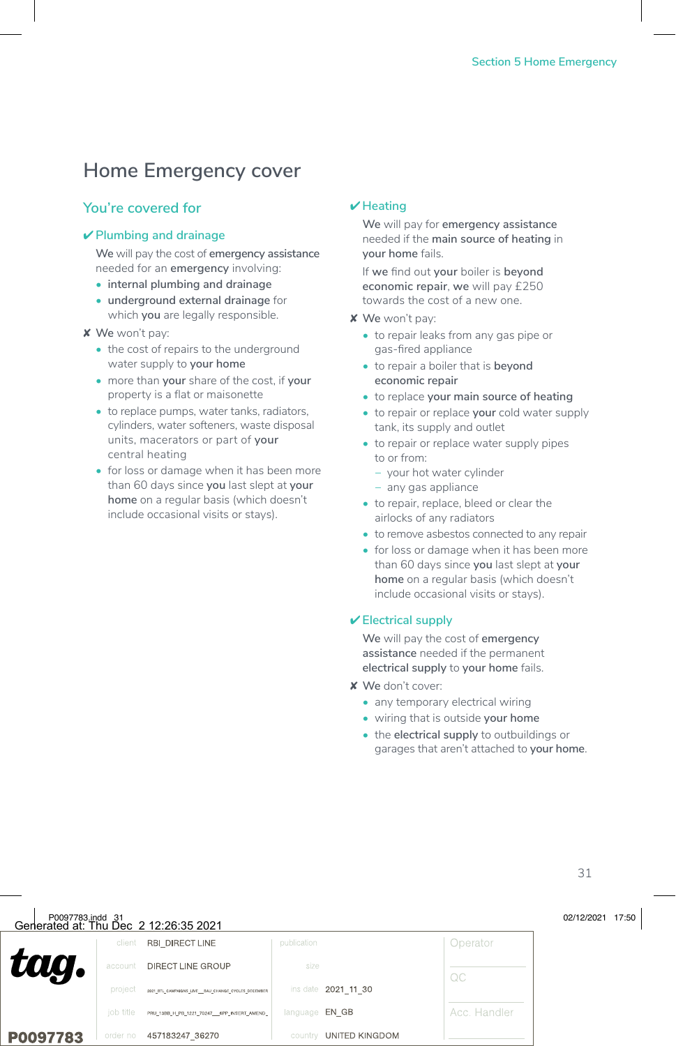# Home Emergency cover

## You're covered for

### ✔ Plumbing and drainage

**We** will pay the cost of **emergency assistance** needed for an **emergency** involving:

- internal plumbing and drainage
- underground external drainage for which **you** are legally responsible.

✘ We won't pay:

- the cost of repairs to the underground water supply to **your home**
- more than **your** share of the cost, if **your** property is a flat or maisonette
- to replace pumps, water tanks, radiators, cylinders, water softeners, waste disposal units, macerators or part of **your** central heating
- for loss or damage when it has been more than 60 days since **you** last slept at **your home** on a regular basis (which doesn't include occasional visits or stays).

### ✔ Heating

**We** will pay for **emergency assistance** needed if the **main source of heating** in **your home** fails.

If **we** find out **your** boiler is **beyond economic repair**, **we** will pay £250 towards the cost of a new one.

✘ We won't pay:

- to repair leaks from any gas pipe or gas-fired appliance
- to repair a boiler that is **beyond economic repair**
- to replace **your main source of heating**
- to repair or replace **your** cold water supply tank, its supply and outlet
- to repair or replace water supply pipes to or from:
  - your hot water cylinder
  - any gas appliance
- to repair, replace, bleed or clear the airlocks of any radiators
- to remove asbestos connected to any repair
- for loss or damage when it has been more than 60 days since **you** last slept at **your home** on a regular basis (which doesn't include occasional visits or stays).

### ✔ Electrical supply

**We** will pay the cost of **emergency assistance** needed if the permanent **electrical supply** to **your home** fails.

✘ We don't cover:

- any temporary electrical wiring
- wiring that is outside **your home**
- the **electrical supply** to outbuildings or garages that aren't attached to **your home**.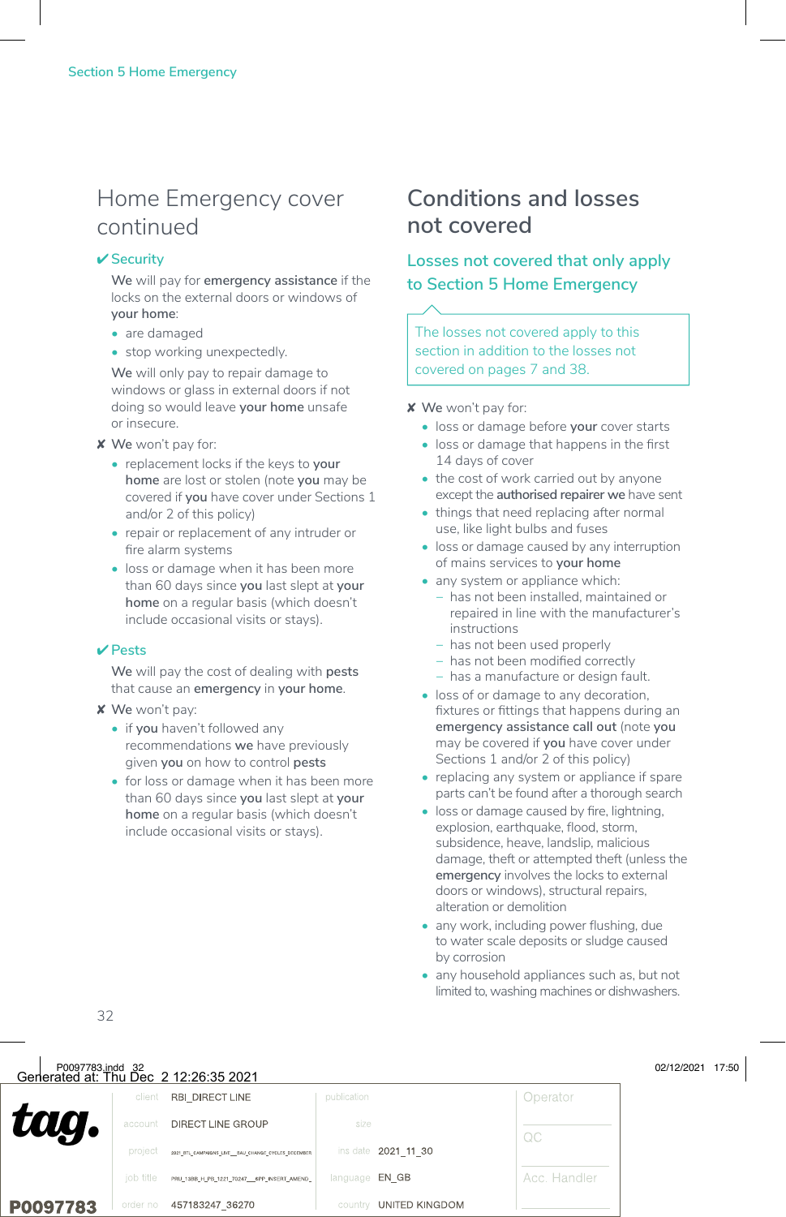## Home Emergency cover continued

### ✔ Security

**We** will pay for **emergency assistance** if the locks on the external doors or windows of **your home**:

- are damaged
- stop working unexpectedly.

**We** will only pay to repair damage to windows or glass in external doors if not doing so would leave **your home** unsafe or insecure.

✘ We won't pay for:

- replacement locks if the keys to **your home** are lost or stolen (note **you** may be covered if **you** have cover under Sections 1 and/or 2 of this policy)
- repair or replacement of any intruder or fire alarm systems
- loss or damage when it has been more than 60 days since **you** last slept at **your home** on a regular basis (which doesn't include occasional visits or stays).

### ✔ Pests

**We** will pay the cost of dealing with **pests** that cause an **emergency** in **your home**.

✘ We won't pay:

- if **you** haven't followed any recommendations **we** have previously given **you** on how to control **pests**
- for loss or damage when it has been more than 60 days since **you** last slept at **your home** on a regular basis (which doesn't include occasional visits or stays).

## Conditions and losses not covered

### Losses not covered that only apply to Section 5 Home Emergency

The losses not covered apply to this section in addition to the losses not covered on pages 7 and 38.

✘ We won't pay for:

- loss or damage before **your** cover starts
- loss or damage that happens in the first 14 days of cover
- the cost of work carried out by anyone except the **authorised repairer we** have sent
- things that need replacing after normal use, like light bulbs and fuses
- loss or damage caused by any interruption of mains services to **your home**
- any system or appliance which:
  - has not been installed, maintained or repaired in line with the manufacturer's instructions
  - has not been used properly
  - has not been modified correctly
  - has a manufacture or design fault.
- loss of or damage to any decoration, fixtures or fittings that happens during an **emergency assistance call out** (note **you** may be covered if **you** have cover under Sections 1 and/or 2 of this policy)
- replacing any system or appliance if spare parts can't be found after a thorough search
- loss or damage caused by fire, lightning, explosion, earthquake, flood, storm, subsidence, heave, landslip, malicious damage, theft or attempted theft (unless the **emergency** involves the locks to external doors or windows), structural repairs, alteration or demolition
- any work, including power flushing, due to water scale deposits or sludge caused by corrosion
- any household appliances such as, but not limited to, washing machines or dishwashers.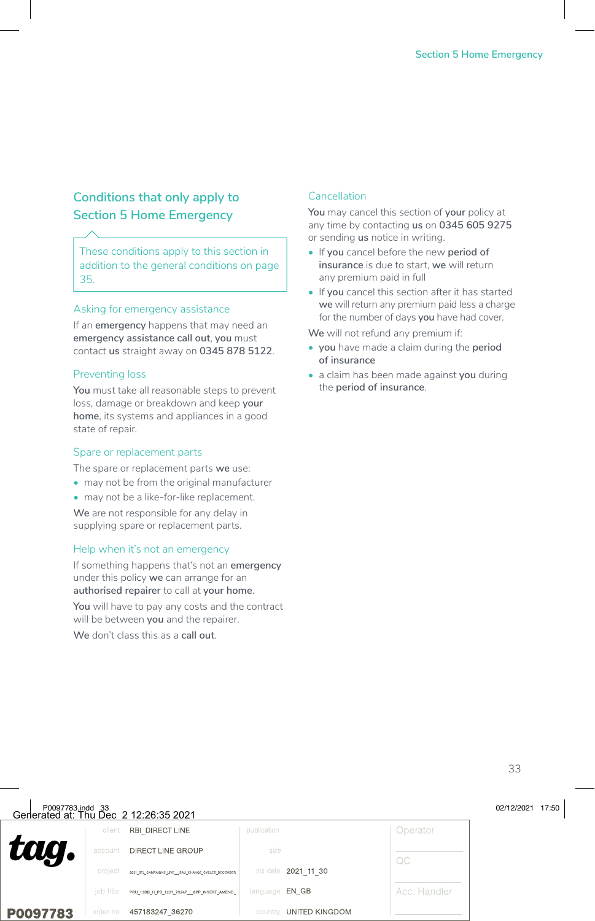## Conditions that only apply to Section 5 Home Emergency

These conditions apply to this section in addition to the general conditions on page 35.

### Asking for emergency assistance

If an **emergency** happens that may need an **emergency assistance call out**, **you** must contact **us** straight away on **0345 878 5122**.

### Preventing loss

**You** must take all reasonable steps to prevent loss, damage or breakdown and keep **your home**, its systems and appliances in a good state of repair.

### Spare or replacement parts

The spare or replacement parts **we** use:

- may not be from the original manufacturer
- may not be a like-for-like replacement.

**We** are not responsible for any delay in supplying spare or replacement parts.

### Help when it's not an emergency

If something happens that's not an **emergency** under this policy **we** can arrange for an **authorised repairer** to call at **your home**.

**You** will have to pay any costs and the contract will be between **you** and the repairer.

**We** don't class this as a **call out**.

### Cancellation

**You** may cancel this section of **your** policy at any time by contacting **us** on **0345 605 9275** or sending **us** notice in writing.

- If **you** cancel before the new **period of insurance** is due to start, **we** will return any premium paid in full
- If **you** cancel this section after it has started **we** will return any premium paid less a charge for the number of days **you** have had cover.

**We** will not refund any premium if:

- **you** have made a claim during the **period of insurance**
- a claim has been made against **you** during the **period of insurance**.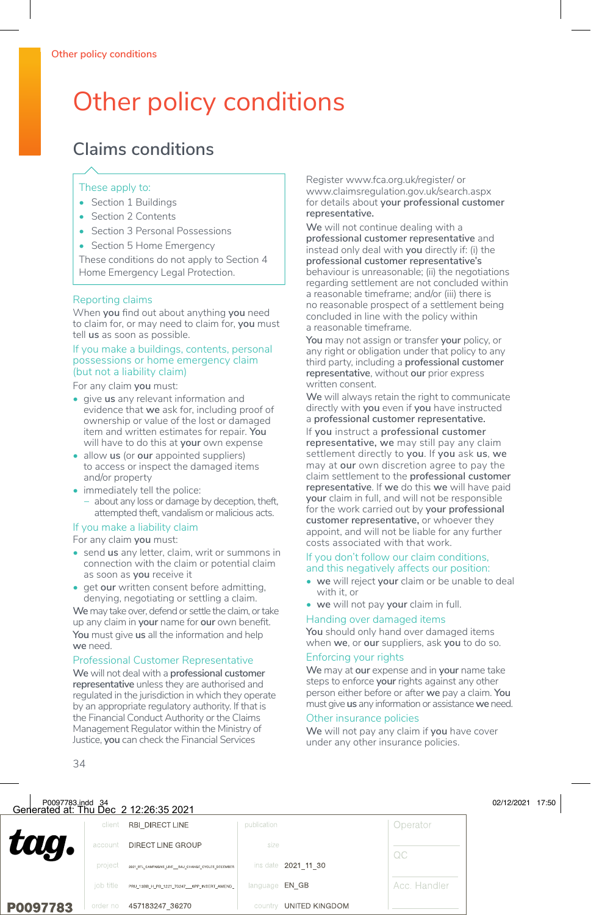# Other policy conditions

## Claims conditions

These apply to:

- Section 1 Buildings
- Section 2 Contents
- Section 3 Personal Possessions
- Section 5 Home Emergency

These conditions do not apply to Section 4 Home Emergency Legal Protection.

### Reporting claims

When **you** find out about anything **you** need to claim for, or may need to claim for, **you** must tell **us** as soon as possible.

### If you make a buildings, contents, personal possessions or home emergency claim (but not a liability claim)

For any claim **you** must:

- give **us** any relevant information and evidence that **we** ask for, including proof of ownership or value of the lost or damaged item and written estimates for repair. **You** will have to do this at **your** own expense
- allow **us** (or **our** appointed suppliers) to access or inspect the damaged items and/or property
- immediately tell the police:
  - about any loss or damage by deception, theft, attempted theft, vandalism or malicious acts.

### If you make a liability claim

For any claim **you** must:

- send **us** any letter, claim, writ or summons in connection with the claim or potential claim as soon as **you** receive it
- get **our** written consent before admitting, denying, negotiating or settling a claim.

**We** may take over, defend or settle the claim, or take up any claim in **your** name for **our** own benefit.

**You** must give **us** all the information and help **we** need.

### Professional Customer Representative

**We** will not deal with a **professional customer representative** unless they are authorised and regulated in the jurisdiction in which they operate by an appropriate regulatory authority. If that is the Financial Conduct Authority or the Claims Management Regulator within the Ministry of Justice, **you** can check the Financial Services Register www.fca.org.uk/register/ or www.claimsregulation.gov.uk/search.aspx for details about **your professional customer representative.**

**We** will not continue dealing with a **professional customer representative** and instead only deal with **you** directly if: (i) the **professional customer representative's** behaviour is unreasonable; (ii) the negotiations regarding settlement are not concluded within a reasonable timeframe; and/or (iii) there is no reasonable prospect of a settlement being concluded in line with the policy within a reasonable timeframe.

**You** may not assign or transfer **your** policy, or any right or obligation under that policy to any third party, including a **professional customer representative**, without **our** prior express written consent.

**We** will always retain the right to communicate directly with **you** even if **you** have instructed a **professional customer representative.**

If **you** instruct a **professional customer representative, we** may still pay any claim settlement directly to **you**. If **you** ask **us**, **we** may at **our** own discretion agree to pay the claim settlement to the **professional customer representative**. If **we** do this **we** will have paid **your** claim in full, and will not be responsible for the work carried out by **your professional customer representative,** or whoever they appoint, and will not be liable for any further costs associated with that work.

### If you don't follow our claim conditions, and this negatively affects our position:

- **we** will reject **your** claim or be unable to deal with it, or
- **we** will not pay **your** claim in full.

### Handing over damaged items

**You** should only hand over damaged items when **we**, or **our** suppliers, ask **you** to do so.

### Enforcing your rights

**We** may at **our** expense and in **your** name take steps to enforce **your** rights against any other person either before or after **we** pay a claim. **You** must give **us** any information or assistance **we** need.

### Other insurance policies

**We** will not pay any claim if **you** have cover under any other insurance policies.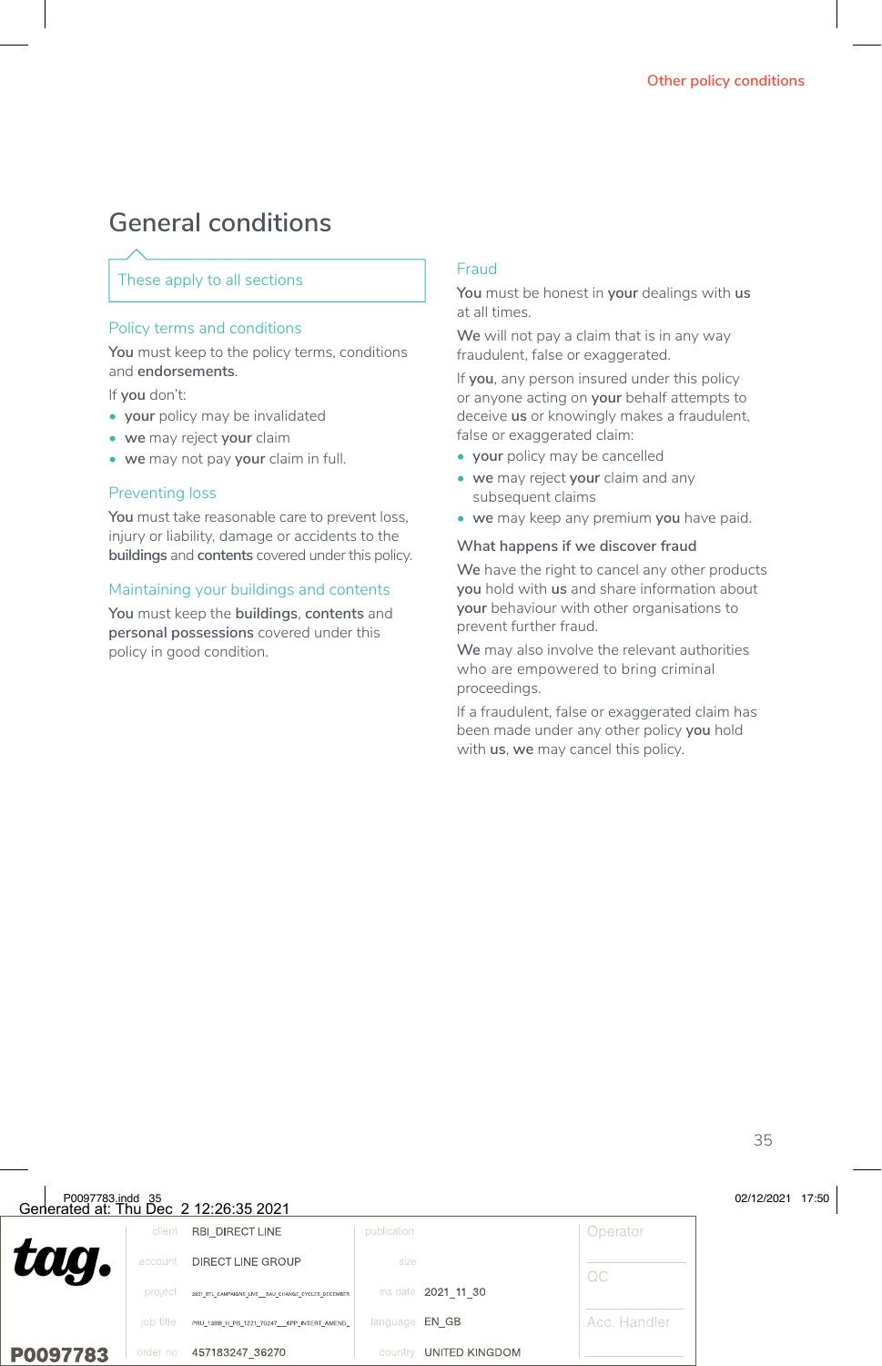# General conditions

These apply to all sections

## Policy terms and conditions

**You** must keep to the policy terms, conditions and **endorsements**.

If **you** don't:

- **your** policy may be invalidated
- **we** may reject **your** claim
- **we** may not pay **your** claim in full.

## Preventing loss

**You** must take reasonable care to prevent loss, injury or liability, damage or accidents to the **buildings** and **contents** covered under this policy.

## Maintaining your buildings and contents

**You** must keep the **buildings**, **contents** and **personal possessions** covered under this policy in good condition.

## Fraud

**You** must be honest in **your** dealings with **us** at all times.

**We** will not pay a claim that is in any way fraudulent, false or exaggerated.

If **you**, any person insured under this policy or anyone acting on **your** behalf attempts to deceive **us** or knowingly makes a fraudulent, false or exaggerated claim:

- **your** policy may be cancelled
- **we** may reject **your** claim and any subsequent claims
- **we** may keep any premium **you** have paid.

### What happens if we discover fraud

**We** have the right to cancel any other products **you** hold with **us** and share information about **your** behaviour with other organisations to prevent further fraud.

**We** may also involve the relevant authorities who are empowered to bring criminal proceedings.

If a fraudulent, false or exaggerated claim has been made under any other policy **you** hold with **us**, **we** may cancel this policy.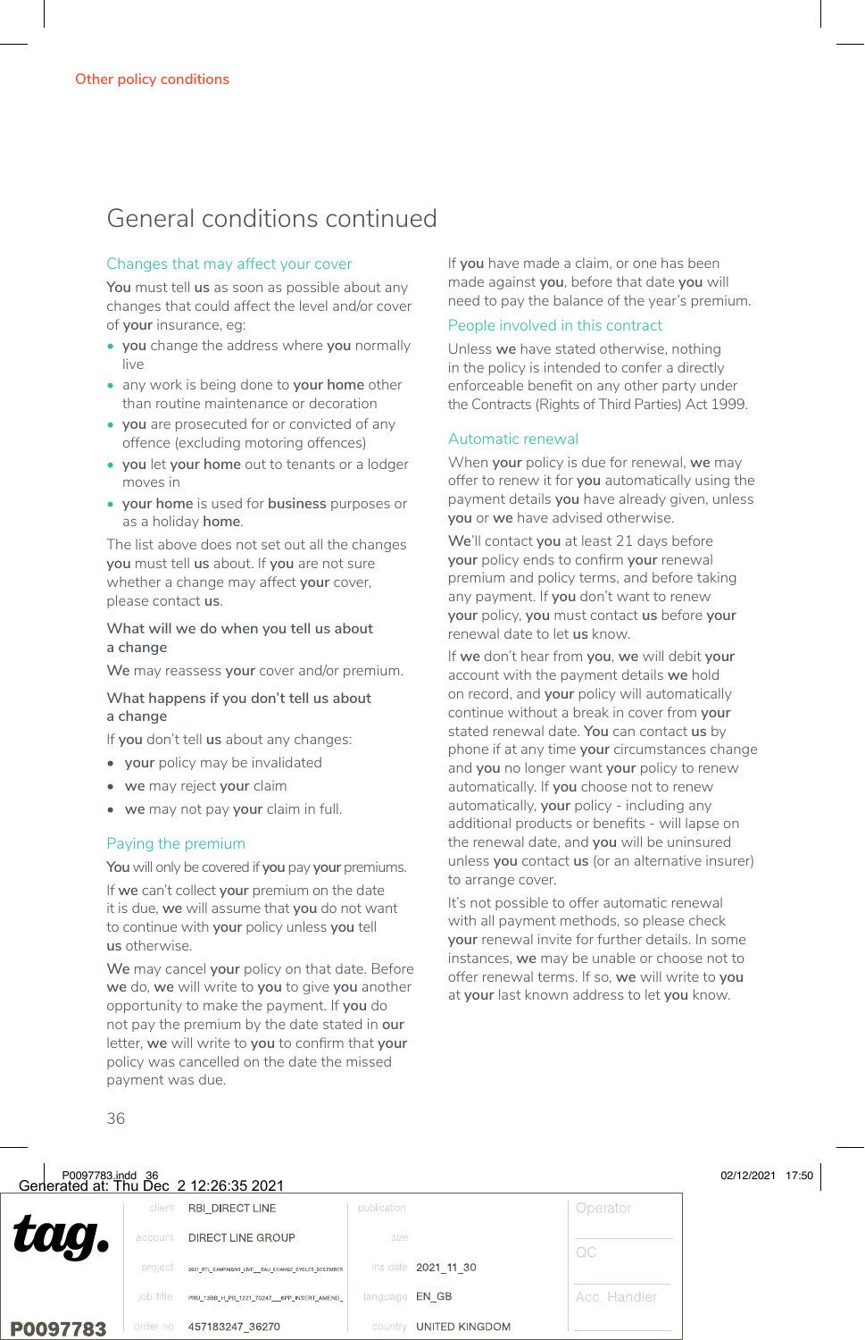# General conditions continued

## Changes that may affect your cover

**You** must tell **us** as soon as possible about any changes that could affect the level and/or cover of **your** insurance, eg:

- **you** change the address where **you** normally live
- any work is being done to **your home** other than routine maintenance or decoration
- **you** are prosecuted for or convicted of any offence (excluding motoring offences)
- **you** let **your home** out to tenants or a lodger moves in
- **your home** is used for **business** purposes or as a holiday **home**.

The list above does not set out all the changes **you** must tell **us** about. If **you** are not sure whether a change may affect **your** cover, please contact **us**.

### What will we do when you tell us about a change

**We** may reassess **your** cover and/or premium.

### What happens if you don't tell us about a change

If **you** don't tell **us** about any changes:

- **your** policy may be invalidated
- **we** may reject **your** claim
- **we** may not pay **your** claim in full.

## Paying the premium

**You** will only be covered if **you** pay **your** premiums.

If **we** can't collect **your** premium on the date it is due, **we** will assume that **you** do not want to continue with **your** policy unless **you** tell **us** otherwise.

**We** may cancel **your** policy on that date. Before **we** do, **we** will write to **you** to give **you** another opportunity to make the payment. If **you** do not pay the premium by the date stated in **our** letter, **we** will write to **you** to confirm that **your** policy was cancelled on the date the missed payment was due.

If **you** have made a claim, or one has been made against **you**, before that date **you** will need to pay the balance of the year's premium.

## People involved in this contract

Unless **we** have stated otherwise, nothing in the policy is intended to confer a directly enforceable benefit on any other party under the Contracts (Rights of Third Parties) Act 1999.

## Automatic renewal

When **your** policy is due for renewal, **we** may offer to renew it for **you** automatically using the payment details **you** have already given, unless **you** or **we** have advised otherwise.

**We'll** contact **you** at least 21 days before **your** policy ends to confirm **your** renewal premium and policy terms, and before taking any payment. If **you** don't want to renew **your** policy, **you** must contact **us** before **your** renewal date to let **us** know.

If **we** don't hear from **you**, **we** will debit **your** account with the payment details **we** hold on record, and **your** policy will automatically continue without a break in cover from **your** stated renewal date. **You** can contact **us** by phone if at any time **your** circumstances change and **you** no longer want **your** policy to renew automatically. If **you** choose not to renew automatically, **your** policy - including any additional products or benefits - will lapse on the renewal date, and **you** will be uninsured unless **you** contact **us** (or an alternative insurer) to arrange cover.

It's not possible to offer automatic renewal with all payment methods, so please check **your** renewal invite for further details. In some instances, **we** may be unable or choose not to offer renewal terms. If so, **we** will write to **you** at **your** last known address to let **you** know.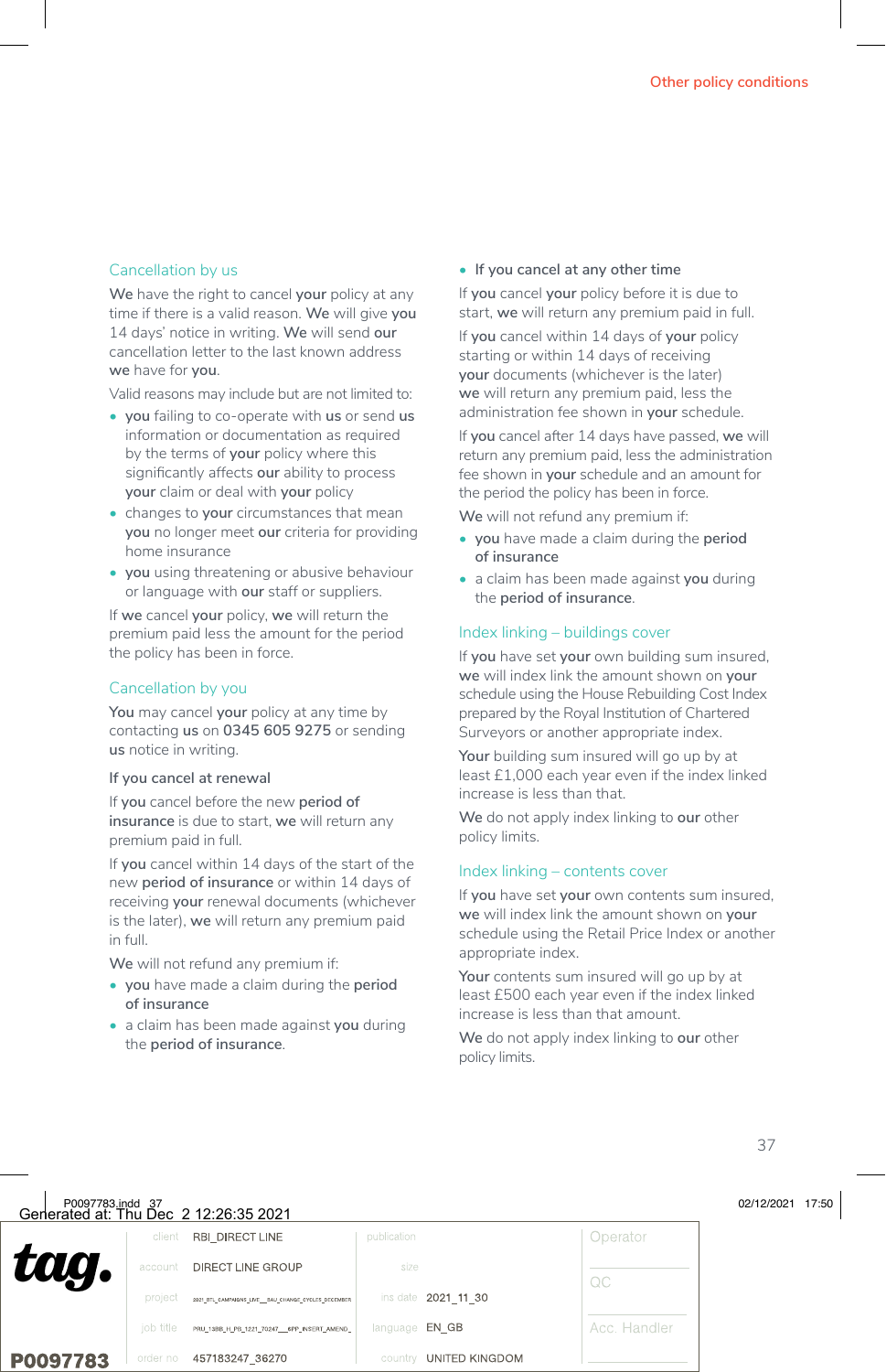## Cancellation by us

**We** have the right to cancel **your** policy at any time if there is a valid reason. **We** will give **you** 14 days' notice in writing. **We** will send **our** cancellation letter to the last known address **we** have for **you**.

Valid reasons may include but are not limited to:

- **you** failing to co-operate with **us** or send **us** information or documentation as required by the terms of **your** policy where this significantly affects **our** ability to process **your** claim or deal with **your** policy
- changes to **your** circumstances that mean **you** no longer meet **our** criteria for providing home insurance
- **you** using threatening or abusive behaviour or language with **our** staff or suppliers.

If **we** cancel **your** policy, **we** will return the premium paid less the amount for the period the policy has been in force.

## Cancellation by you

**You** may cancel **your** policy at any time by contacting **us** on **0345 605 9275** or sending **us** notice in writing.

### If you cancel at renewal

If **you** cancel before the new **period of insurance** is due to start, **we** will return any premium paid in full.

If **you** cancel within 14 days of the start of the new **period of insurance** or within 14 days of receiving **your** renewal documents (whichever is the later), **we** will return any premium paid in full.

**We** will not refund any premium if:

- **you** have made a claim during the **period of insurance**
- a claim has been made against **you** during the **period of insurance**.

### If you cancel at any other time

If **you** cancel **your** policy before it is due to start, **we** will return any premium paid in full.

If **you** cancel within 14 days of **your** policy starting or within 14 days of receiving **your** documents (whichever is the later) **we** will return any premium paid, less the administration fee shown in **your** schedule.

If **you** cancel after 14 days have passed, **we** will return any premium paid, less the administration fee shown in **your** schedule and an amount for the period the policy has been in force.

**We** will not refund any premium if:

- **you** have made a claim during the **period of insurance**
- a claim has been made against **you** during the **period of insurance**.

## Index linking – buildings cover

If **you** have set **your** own building sum insured, **we** will index link the amount shown on **your** schedule using the House Rebuilding Cost Index prepared by the Royal Institution of Chartered Surveyors or another appropriate index.

**Your** building sum insured will go up by at least £1,000 each year even if the index linked increase is less than that.

**We** do not apply index linking to **our** other policy limits.

## Index linking – contents cover

If **you** have set **your** own contents sum insured, **we** will index link the amount shown on **your** schedule using the Retail Price Index or another appropriate index.

**Your** contents sum insured will go up by at least £500 each year even if the index linked increase is less than that amount.

**We** do not apply index linking to **our** other policy limits.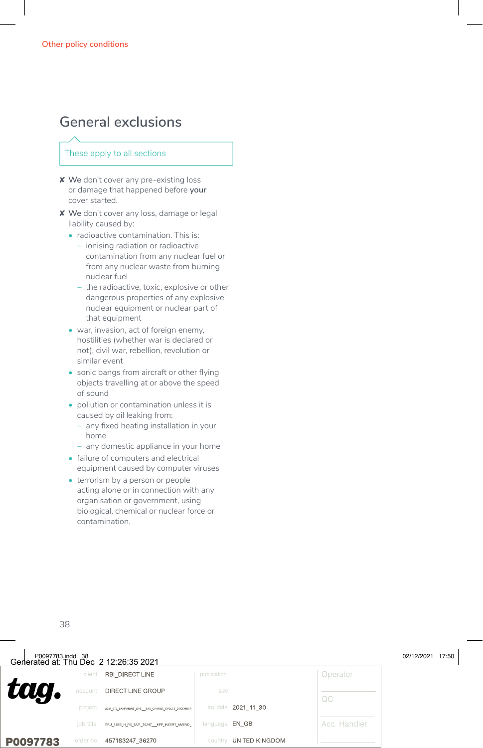## General exclusions

These apply to all sections

- ✘ We don't cover any pre-existing loss or damage that happened before **your** cover started.
- ✘ We don't cover any loss, damage or legal liability caused by:
  - radioactive contamination. This is:
    - ionising radiation or radioactive contamination from any nuclear fuel or from any nuclear waste from burning nuclear fuel
    - the radioactive, toxic, explosive or other dangerous properties of any explosive nuclear equipment or nuclear part of that equipment
  - war, invasion, act of foreign enemy, hostilities (whether war is declared or not), civil war, rebellion, revolution or similar event
  - sonic bangs from aircraft or other flying objects travelling at or above the speed of sound
  - pollution or contamination unless it is caused by oil leaking from:
    - any fixed heating installation in your home
    - any domestic appliance in your home
  - failure of computers and electrical equipment caused by computer viruses
  - terrorism by a person or people acting alone or in connection with any organisation or government, using biological, chemical or nuclear force or contamination.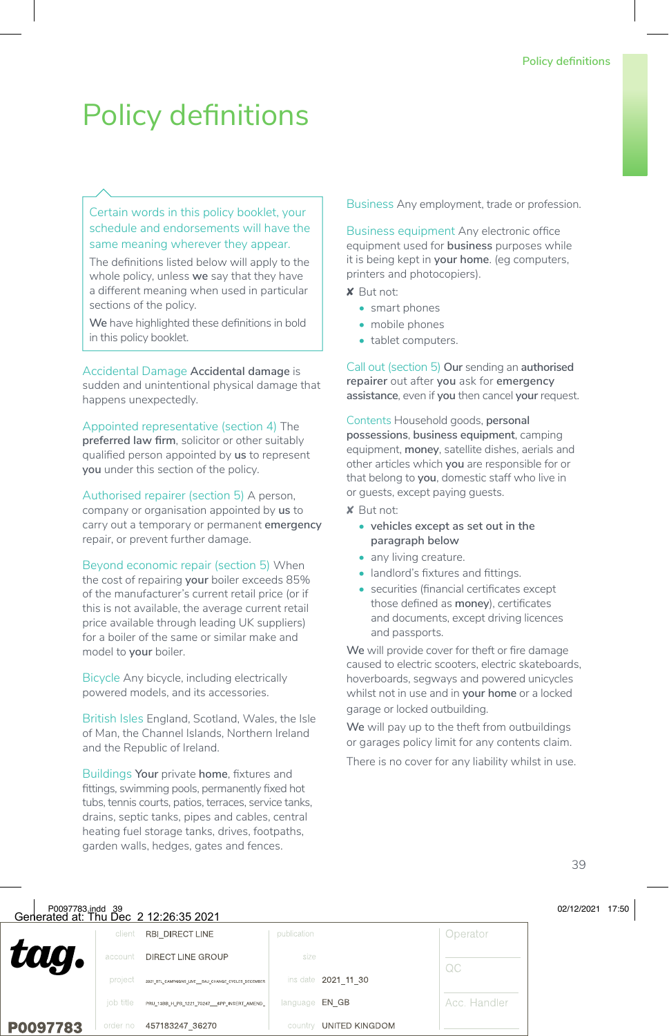# Policy definitions

Certain words in this policy booklet, your schedule and endorsements will have the same meaning wherever they appear.

The definitions listed below will apply to the whole policy, unless **we** say that they have a different meaning when used in particular sections of the policy.

**We** have highlighted these definitions in bold in this policy booklet.

Accidental Damage **Accidental damage** is sudden and unintentional physical damage that happens unexpectedly.

Appointed representative (section 4) The **preferred law firm**, solicitor or other suitably qualified person appointed by **us** to represent **you** under this section of the policy.

Authorised repairer (section 5) A person, company or organisation appointed by **us** to carry out a temporary or permanent **emergency** repair, or prevent further damage.

Beyond economic repair (section 5) When the cost of repairing **your** boiler exceeds 85% of the manufacturer's current retail price (or if this is not available, the average current retail price available through leading UK suppliers) for a boiler of the same or similar make and model to **your** boiler.

Bicycle Any bicycle, including electrically powered models, and its accessories.

British Isles England, Scotland, Wales, the Isle of Man, the Channel Islands, Northern Ireland and the Republic of Ireland.

Buildings **Your** private **home**, fixtures and fittings, swimming pools, permanently fixed hot tubs, tennis courts, patios, terraces, service tanks, drains, septic tanks, pipes and cables, central heating fuel storage tanks, drives, footpaths, garden walls, hedges, gates and fences.

Business Any employment, trade or profession.

Business equipment Any electronic office equipment used for **business** purposes while it is being kept in **your home**. (eg computers, printers and photocopiers).

✘ But not:

- smart phones
- mobile phones
- tablet computers.

Call out (section 5) **Our** sending an **authorised repairer** out after **you** ask for **emergency assistance**, even if **you** then cancel **your** request.

Contents Household goods, **personal possessions**, **business equipment**, camping equipment, **money**, satellite dishes, aerials and other articles which **you** are responsible for or that belong to **you**, domestic staff who live in or guests, except paying guests.

✘ But not:

- **vehicles except as set out in the paragraph below**
- any living creature.
- landlord's fixtures and fittings.
- securities (financial certificates except those defined as **money**), certificates and documents, except driving licences and passports.

**We** will provide cover for theft or fire damage caused to electric scooters, electric skateboards, hoverboards, segways and powered unicycles whilst not in use and in **your home** or a locked garage or locked outbuilding.

**We** will pay up to the theft from outbuildings or garages policy limit for any contents claim.

There is no cover for any liability whilst in use.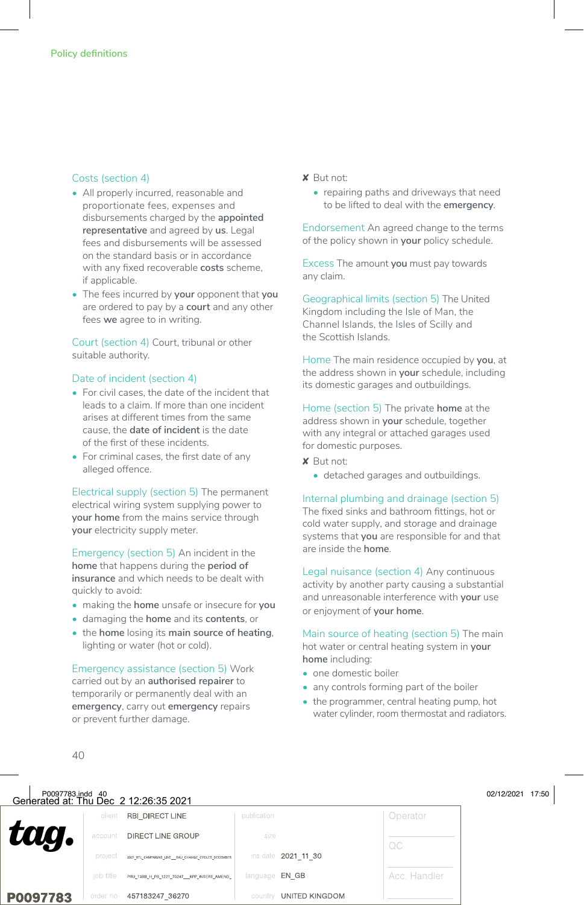Policy definitions

**Costs (section 4)**

- All properly incurred, reasonable and proportionate fees, expenses and disbursements charged by the **appointed representative** and agreed by **us**. Legal fees and disbursements will be assessed on the standard basis or in accordance with any fixed recoverable **costs** scheme, if applicable.
- The fees incurred by **your** opponent that **you** are ordered to pay by a **court** and any other fees **we** agree to in writing.

**Court (section 4)** Court, tribunal or other suitable authority.

**Date of incident (section 4)**

- For civil cases, the date of the incident that leads to a claim. If more than one incident arises at different times from the same cause, the **date of incident** is the date of the first of these incidents.
- For criminal cases, the first date of any alleged offence.

**Electrical supply (section 5)** The permanent electrical wiring system supplying power to **your home** from the mains service through **your** electricity supply meter.

**Emergency (section 5)** An incident in the **home** that happens during the **period of insurance** and which needs to be dealt with quickly to avoid:

- making the **home** unsafe or insecure for **you**
- damaging the **home** and its **contents**, or
- the **home** losing its **main source of heating**, lighting or water (hot or cold).

**Emergency assistance (section 5)** Work carried out by an **authorised repairer** to temporarily or permanently deal with an **emergency**, carry out **emergency** repairs or prevent further damage.

✘ But not:

- repairing paths and driveways that need to be lifted to deal with the **emergency**.

**Endorsement** An agreed change to the terms of the policy shown in **your** policy schedule.

**Excess** The amount **you** must pay towards any claim.

**Geographical limits (section 5)** The United Kingdom including the Isle of Man, the Channel Islands, the Isles of Scilly and the Scottish Islands.

**Home** The main residence occupied by **you**, at the address shown in **your** schedule, including its domestic garages and outbuildings.

**Home (section 5)** The private **home** at the address shown in **your** schedule, together with any integral or attached garages used for domestic purposes.

✘ But not:

- detached garages and outbuildings.

**Internal plumbing and drainage (section 5)** The fixed sinks and bathroom fittings, hot or cold water supply, and storage and drainage systems that **you** are responsible for and that are inside the **home**.

**Legal nuisance (section 4)** Any continuous activity by another party causing a substantial and unreasonable interference with **your** use or enjoyment of **your home**.

**Main source of heating (section 5)** The main hot water or central heating system in **your home** including:

- one domestic boiler
- any controls forming part of the boiler
- the programmer, central heating pump, hot water cylinder, room thermostat and radiators.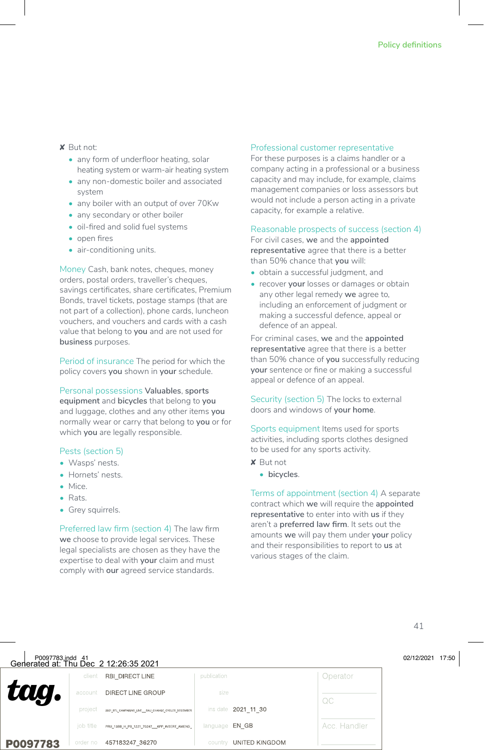✘ But not:

- any form of underfloor heating, solar heating system or warm-air heating system
- any non-domestic boiler and associated system
- any boiler with an output of over 70Kw
- any secondary or other boiler
- oil-fired and solid fuel systems
- open fires
- air-conditioning units.

**Money** Cash, bank notes, cheques, money orders, postal orders, traveller's cheques, savings certificates, share certificates, Premium Bonds, travel tickets, postage stamps (that are not part of a collection), phone cards, luncheon vouchers, and vouchers and cards with a cash value that belong to **you** and are not used for **business** purposes.

**Period of insurance** The period for which the policy covers **you** shown in **your** schedule.

**Personal possessions** **Valuables**, **sports equipment** and **bicycles** that belong to **you** and luggage, clothes and any other items **you** normally wear or carry that belong to **you** or for which **you** are legally responsible.

**Pests (section 5)**

- Wasps' nests.
- Hornets' nests.
- Mice.
- Rats.
- Grey squirrels.

**Preferred law firm (section 4)** The law firm **we** choose to provide legal services. These legal specialists are chosen as they have the expertise to deal with **your** claim and must comply with **our** agreed service standards.

**Professional customer representative**
For these purposes is a claims handler or a company acting in a professional or a business capacity and may include, for example, claims management companies or loss assessors but would not include a person acting in a private capacity, for example a relative.

**Reasonable prospects of success (section 4)**
For civil cases, **we** and the **appointed representative** agree that there is a better than 50% chance that **you** will:

- obtain a successful judgment, and
- recover **your** losses or damages or obtain any other legal remedy **we** agree to, including an enforcement of judgment or making a successful defence, appeal or defence of an appeal.

For criminal cases, **we** and the **appointed representative** agree that there is a better than 50% chance of **you** successfully reducing **your** sentence or fine or making a successful appeal or defence of an appeal.

**Security (section 5)** The locks to external doors and windows of **your home**.

**Sports equipment** Items used for sports activities, including sports clothes designed to be used for any sports activity.

✘ But not

- bicycles.

**Terms of appointment (section 4)** A separate contract which **we** will require the **appointed representative** to enter into with **us** if they aren't a **preferred law firm**. It sets out the amounts **we** will pay them under **your** policy and their responsibilities to report to **us** at various stages of the claim.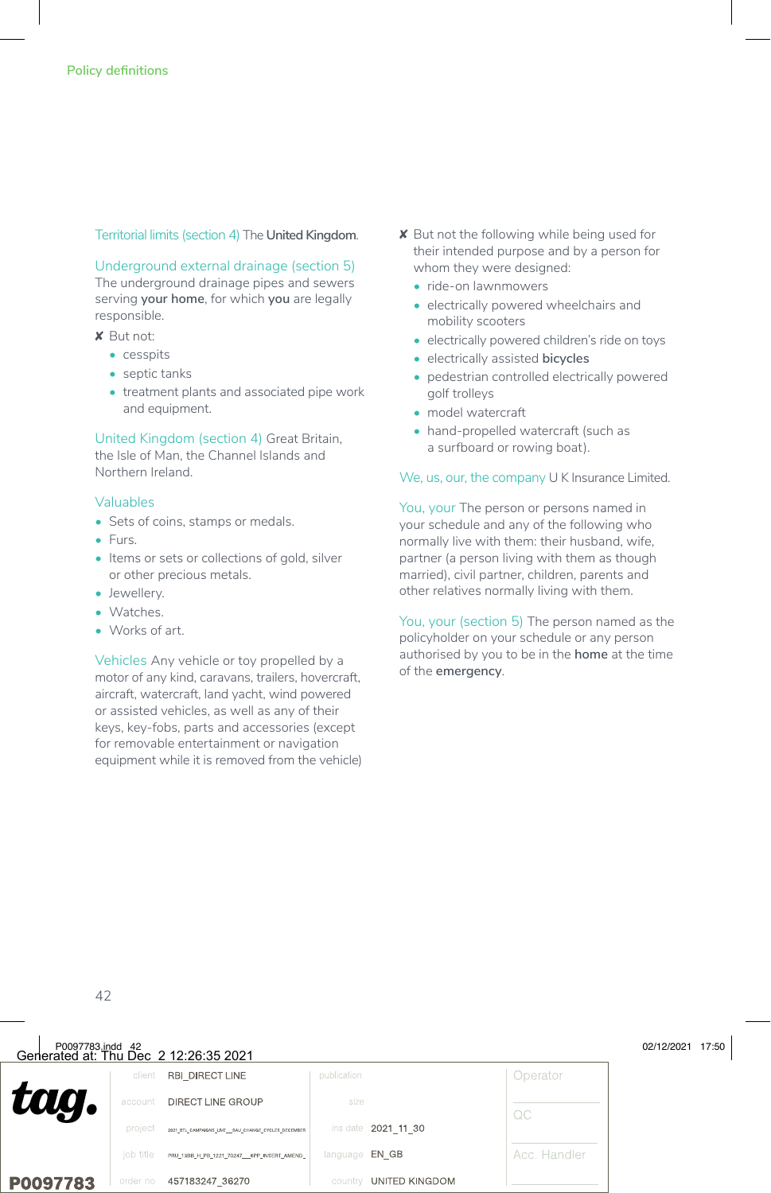Territorial limits (section 4) The **United Kingdom**.

Underground external drainage (section 5) The underground drainage pipes and sewers serving **your home**, for which **you** are legally responsible.

✘ But not:

- cesspits
- septic tanks
- treatment plants and associated pipe work and equipment.

United Kingdom (section 4) Great Britain, the Isle of Man, the Channel Islands and Northern Ireland.

Valuables

- Sets of coins, stamps or medals.
- Furs.
- Items or sets or collections of gold, silver or other precious metals.
- Jewellery.
- Watches.
- Works of art.

Vehicles Any vehicle or toy propelled by a motor of any kind, caravans, trailers, hovercraft, aircraft, watercraft, land yacht, wind powered or assisted vehicles, as well as any of their keys, key-fobs, parts and accessories (except for removable entertainment or navigation equipment while it is removed from the vehicle)

✘ But not the following while being used for their intended purpose and by a person for whom they were designed:

- ride-on lawnmowers
- electrically powered wheelchairs and mobility scooters
- electrically powered children's ride on toys
- electrically assisted **bicycles**
- pedestrian controlled electrically powered golf trolleys
- model watercraft
- hand-propelled watercraft (such as a surfboard or rowing boat).

We, us, our, the company U K Insurance Limited.

You, your The person or persons named in your schedule and any of the following who normally live with them: their husband, wife, partner (a person living with them as though married), civil partner, children, parents and other relatives normally living with them.

You, your (section 5) The person named as the policyholder on your schedule or any person authorised by you to be in the **home** at the time of the **emergency**.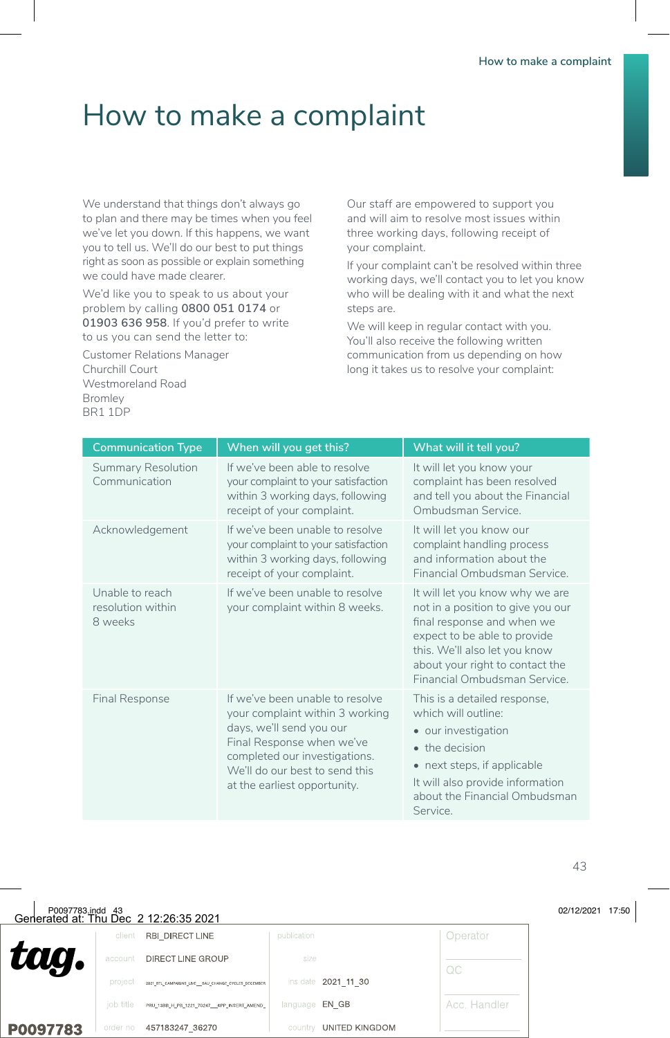# How to make a complaint

We understand that things don't always go to plan and there may be times when you feel we've let you down. If this happens, we want you to tell us. We'll do our best to put things right as soon as possible or explain something we could have made clearer.

We'd like you to speak to us about your problem by calling **0800 051 0174** or **01903 636 958**. If you'd prefer to write to us you can send the letter to:

Customer Relations Manager
Churchill Court
Westmoreland Road
Bromley
BR1 1DP

Our staff are empowered to support you and will aim to resolve most issues within three working days, following receipt of your complaint.

If your complaint can't be resolved within three working days, we'll contact you to let you know who will be dealing with it and what the next steps are.

We will keep in regular contact with you. You'll also receive the following written communication from us depending on how long it takes us to resolve your complaint:

| Communication Type | When will you get this? | What will it tell you? |
|---|---|---|
| Summary Resolution Communication | If we've been able to resolve your complaint to your satisfaction within 3 working days, following receipt of your complaint. | It will let you know your complaint has been resolved and tell you about the Financial Ombudsman Service. |
| Acknowledgement | If we've been unable to resolve your complaint to your satisfaction within 3 working days, following receipt of your complaint. | It will let you know our complaint handling process and information about the Financial Ombudsman Service. |
| Unable to reach resolution within 8 weeks | If we've been unable to resolve your complaint within 8 weeks. | It will let you know why we are not in a position to give you our final response and when we expect to be able to provide this. We'll also let you know about your right to contact the Financial Ombudsman Service. |
| Final Response | If we've been unable to resolve your complaint within 3 working days, we'll send you our Final Response when we've completed our investigations. We'll do our best to send this at the earliest opportunity. | This is a detailed response, which will outline: • our investigation • the decision • next steps, if applicable. It will also provide information about the Financial Ombudsman Service. |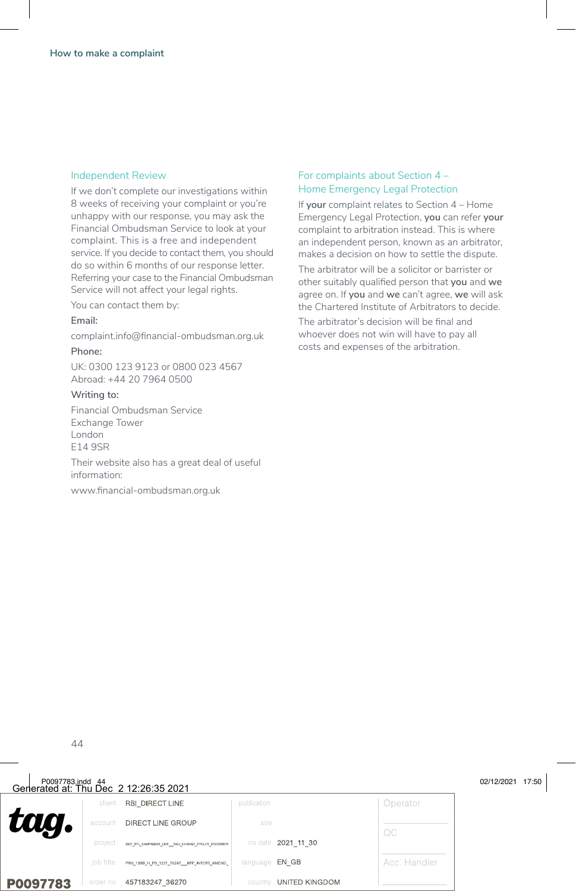## Independent Review

If we don't complete our investigations within 8 weeks of receiving your complaint or you're unhappy with our response, you may ask the Financial Ombudsman Service to look at your complaint. This is a free and independent service. If you decide to contact them, you should do so within 6 months of our response letter. Referring your case to the Financial Ombudsman Service will not affect your legal rights.

You can contact them by:

**Email:**

complaint.info@financial-ombudsman.org.uk

**Phone:**

UK: 0300 123 9123 or 0800 023 4567
Abroad: +44 20 7964 0500

**Writing to:**

Financial Ombudsman Service
Exchange Tower
London
E14 9SR

Their website also has a great deal of useful information:

www.financial-ombudsman.org.uk

## For complaints about Section 4 – Home Emergency Legal Protection

If **your** complaint relates to Section 4 – Home Emergency Legal Protection, **you** can refer **your** complaint to arbitration instead. This is where an independent person, known as an arbitrator, makes a decision on how to settle the dispute.

The arbitrator will be a solicitor or barrister or other suitably qualified person that **you** and **we** agree on. If **you** and **we** can't agree, **we** will ask the Chartered Institute of Arbitrators to decide.

The arbitrator's decision will be final and whoever does not win will have to pay all costs and expenses of the arbitration.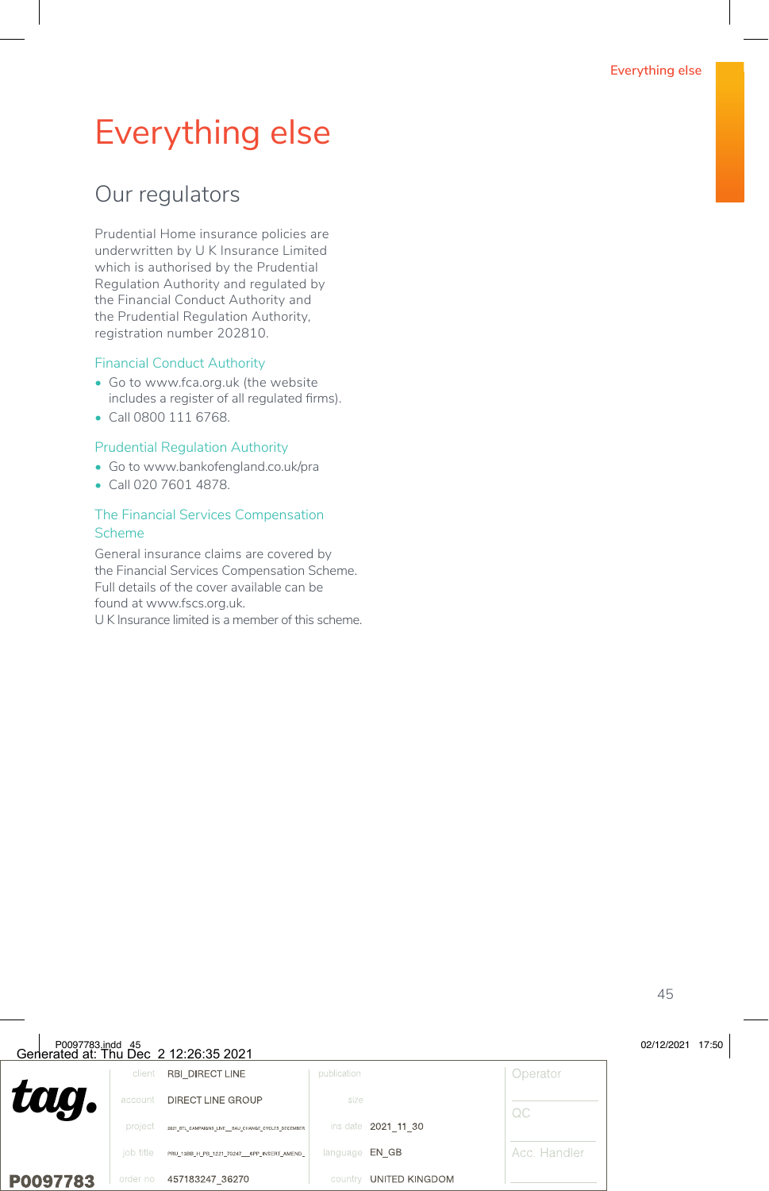# Everything else

## Our regulators

Prudential Home insurance policies are underwritten by U K Insurance Limited which is authorised by the Prudential Regulation Authority and regulated by the Financial Conduct Authority and the Prudential Regulation Authority, registration number 202810.

### Financial Conduct Authority

- Go to www.fca.org.uk (the website includes a register of all regulated firms).
- Call 0800 111 6768.

### Prudential Regulation Authority

- Go to www.bankofengland.co.uk/pra
- Call 020 7601 4878.

### The Financial Services Compensation Scheme

General insurance claims are covered by the Financial Services Compensation Scheme. Full details of the cover available can be found at www.fscs.org.uk.
U K Insurance limited is a member of this scheme.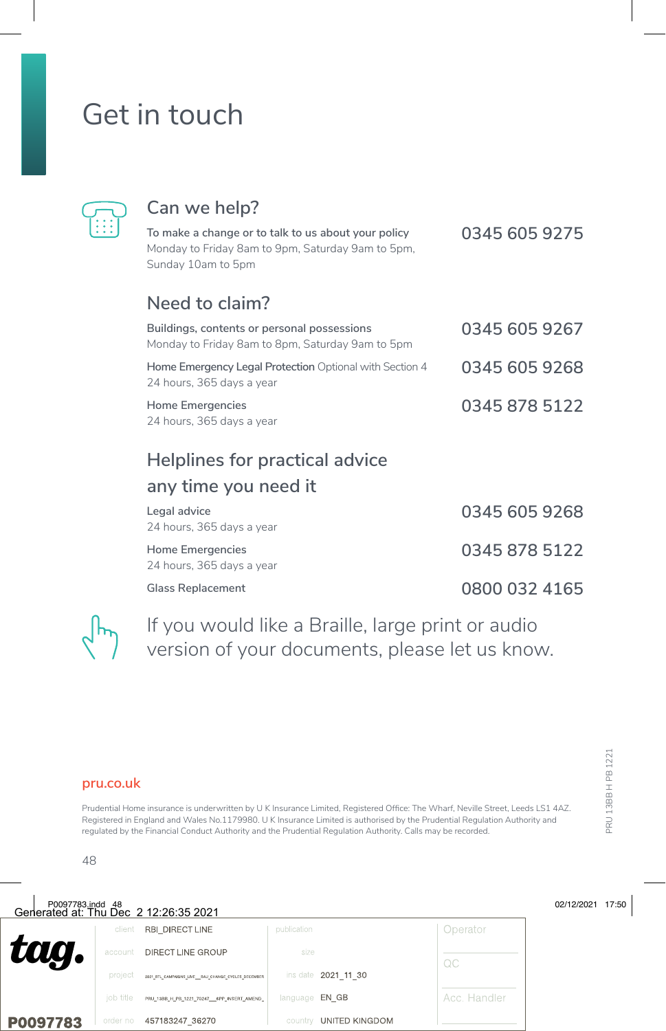# Get in touch

## Can we help?

To make a change or to talk to us about your policy
Monday to Friday 8am to 9pm, Saturday 9am to 5pm, Sunday 10am to 5pm

**0345 605 9275**

## Need to claim?

Buildings, contents or personal possessions
Monday to Friday 8am to 8pm, Saturday 9am to 5pm

**0345 605 9267**

Home Emergency Legal Protection Optional with Section 4
24 hours, 365 days a year

**0345 605 9268**

Home Emergencies
24 hours, 365 days a year

**0345 878 5122**

## Helplines for practical advice any time you need it

Legal advice
24 hours, 365 days a year

**0345 605 9268**

Home Emergencies
24 hours, 365 days a year

**0345 878 5122**

Glass Replacement

**0800 032 4165**

If you would like a Braille, large print or audio version of your documents, please let us know.

pru.co.uk

Prudential Home insurance is underwritten by U K Insurance Limited, Registered Office: The Wharf, Neville Street, Leeds LS1 4AZ. Registered in England and Wales No.1179980. U K Insurance Limited is authorised by the Prudential Regulation Authority and regulated by the Financial Conduct Authority and the Prudential Regulation Authority. Calls may be recorded.

PRU 13BB H PB 1221